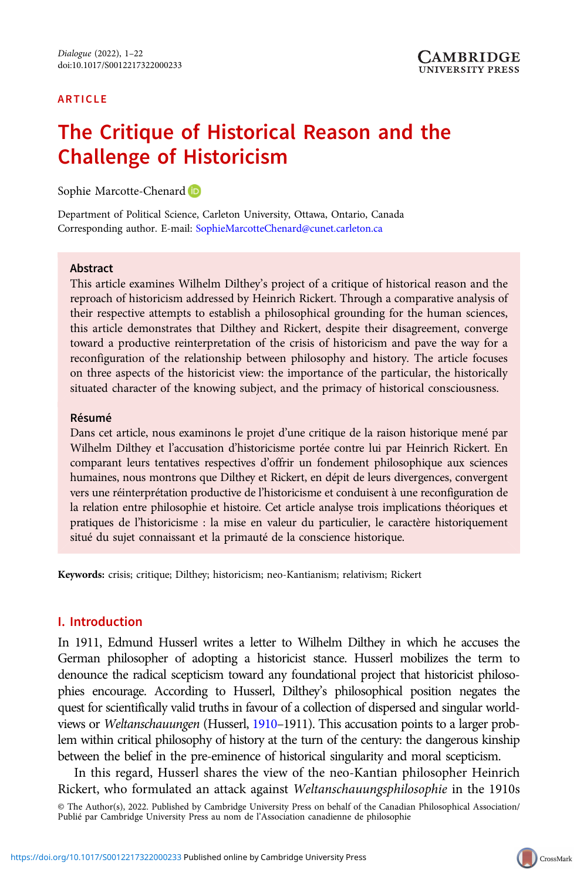ARTICLE

# The Critique of Historical Reason and the Challenge of Historicism

Sophie Marcotte-Chenard

Department of Political Science, Carleton University, Ottawa, Ontario, Canada
Corresponding author. E-mail: SophieMarcotteChenard@cunet.carleton.ca

## Abstract

This article examines Wilhelm Dilthey's project of a critique of historical reason and the reproach of historicism addressed by Heinrich Rickert. Through a comparative analysis of their respective attempts to establish a philosophical grounding for the human sciences, this article demonstrates that Dilthey and Rickert, despite their disagreement, converge toward a productive reinterpretation of the crisis of historicism and pave the way for a reconfiguration of the relationship between philosophy and history. The article focuses on three aspects of the historicist view: the importance of the particular, the historically situated character of the knowing subject, and the primacy of historical consciousness.

## Résumé

Dans cet article, nous examinons le projet d'une critique de la raison historique mené par Wilhelm Dilthey et l'accusation d'historicisme portée contre lui par Heinrich Rickert. En comparant leurs tentatives respectives d'offrir un fondement philosophique aux sciences humaines, nous montrons que Dilthey et Rickert, en dépit de leurs divergences, convergent vers une réinterprétation productive de l'historicisme et conduisent à une reconfiguration de la relation entre philosophie et histoire. Cet article analyse trois implications théoriques et pratiques de l'historicisme : la mise en valeur du particulier, le caractère historiquement situé du sujet connaissant et la primauté de la conscience historique.

**Keywords:** crisis; critique; Dilthey; historicism; neo-Kantianism; relativism; Rickert

## I. Introduction

In 1911, Edmund Husserl writes a letter to Wilhelm Dilthey in which he accuses the German philosopher of adopting a historicist stance. Husserl mobilizes the term to denounce the radical scepticism toward any foundational project that historicist philosophies encourage. According to Husserl, Dilthey's philosophical position negates the quest for scientifically valid truths in favour of a collection of dispersed and singular worldviews or *Weltanschauungen* (Husserl, 1910–1911). This accusation points to a larger problem within critical philosophy of history at the turn of the century: the dangerous kinship between the belief in the pre-eminence of historical singularity and moral scepticism.

In this regard, Husserl shares the view of the neo-Kantian philosopher Heinrich Rickert, who formulated an attack against *Weltanschauungsphilosophie* in the 1910s

© The Author(s), 2022. Published by Cambridge University Press on behalf of the Canadian Philosophical Association/ Publié par Cambridge University Press au nom de l'Association canadienne de philosophie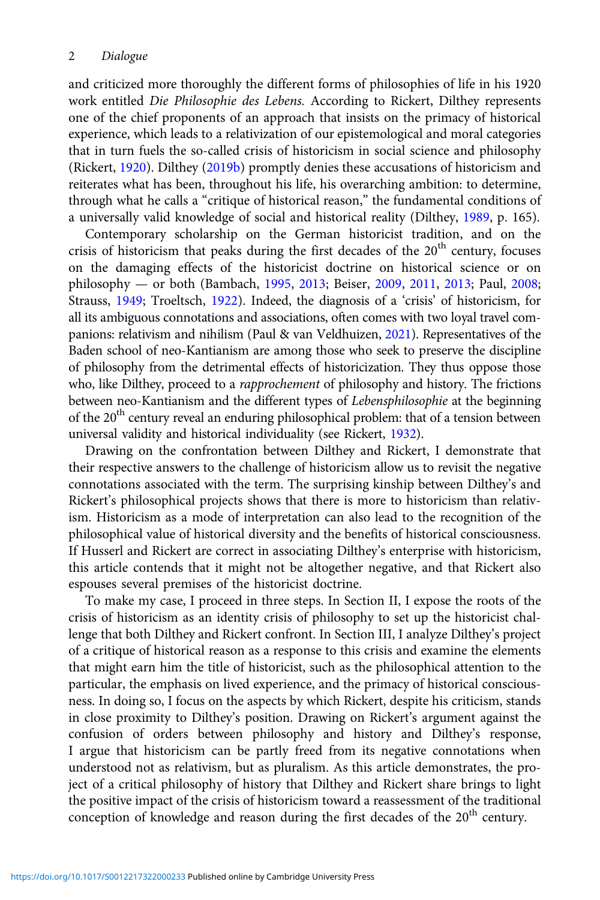and criticized more thoroughly the different forms of philosophies of life in his 1920 work entitled *Die Philosophie des Lebens.* According to Rickert, Dilthey represents one of the chief proponents of an approach that insists on the primacy of historical experience, which leads to a relativization of our epistemological and moral categories that in turn fuels the so-called crisis of historicism in social science and philosophy (Rickert, 1920). Dilthey (2019b) promptly denies these accusations of historicism and reiterates what has been, throughout his life, his overarching ambition: to determine, through what he calls a "critique of historical reason," the fundamental conditions of a universally valid knowledge of social and historical reality (Dilthey, 1989, p. 165).

Contemporary scholarship on the German historicist tradition, and on the crisis of historicism that peaks during the first decades of the 20th century, focuses on the damaging effects of the historicist doctrine on historical science or on philosophy — or both (Bambach, 1995, 2013; Beiser, 2009, 2011, 2013; Paul, 2008; Strauss, 1949; Troeltsch, 1922). Indeed, the diagnosis of a 'crisis' of historicism, for all its ambiguous connotations and associations, often comes with two loyal travel companions: relativism and nihilism (Paul & van Veldhuizen, 2021). Representatives of the Baden school of neo-Kantianism are among those who seek to preserve the discipline of philosophy from the detrimental effects of historicization. They thus oppose those who, like Dilthey, proceed to a *rapprochement* of philosophy and history. The frictions between neo-Kantianism and the different types of *Lebensphilosophie* at the beginning of the 20th century reveal an enduring philosophical problem: that of a tension between universal validity and historical individuality (see Rickert, 1932).

Drawing on the confrontation between Dilthey and Rickert, I demonstrate that their respective answers to the challenge of historicism allow us to revisit the negative connotations associated with the term. The surprising kinship between Dilthey's and Rickert's philosophical projects shows that there is more to historicism than relativism. Historicism as a mode of interpretation can also lead to the recognition of the philosophical value of historical diversity and the benefits of historical consciousness. If Husserl and Rickert are correct in associating Dilthey's enterprise with historicism, this article contends that it might not be altogether negative, and that Rickert also espouses several premises of the historicist doctrine.

To make my case, I proceed in three steps. In Section II, I expose the roots of the crisis of historicism as an identity crisis of philosophy to set up the historicist challenge that both Dilthey and Rickert confront. In Section III, I analyze Dilthey's project of a critique of historical reason as a response to this crisis and examine the elements that might earn him the title of historicist, such as the philosophical attention to the particular, the emphasis on lived experience, and the primacy of historical consciousness. In doing so, I focus on the aspects by which Rickert, despite his criticism, stands in close proximity to Dilthey's position. Drawing on Rickert's argument against the confusion of orders between philosophy and history and Dilthey's response, I argue that historicism can be partly freed from its negative connotations when understood not as relativism, but as pluralism. As this article demonstrates, the project of a critical philosophy of history that Dilthey and Rickert share brings to light the positive impact of the crisis of historicism toward a reassessment of the traditional conception of knowledge and reason during the first decades of the 20th century.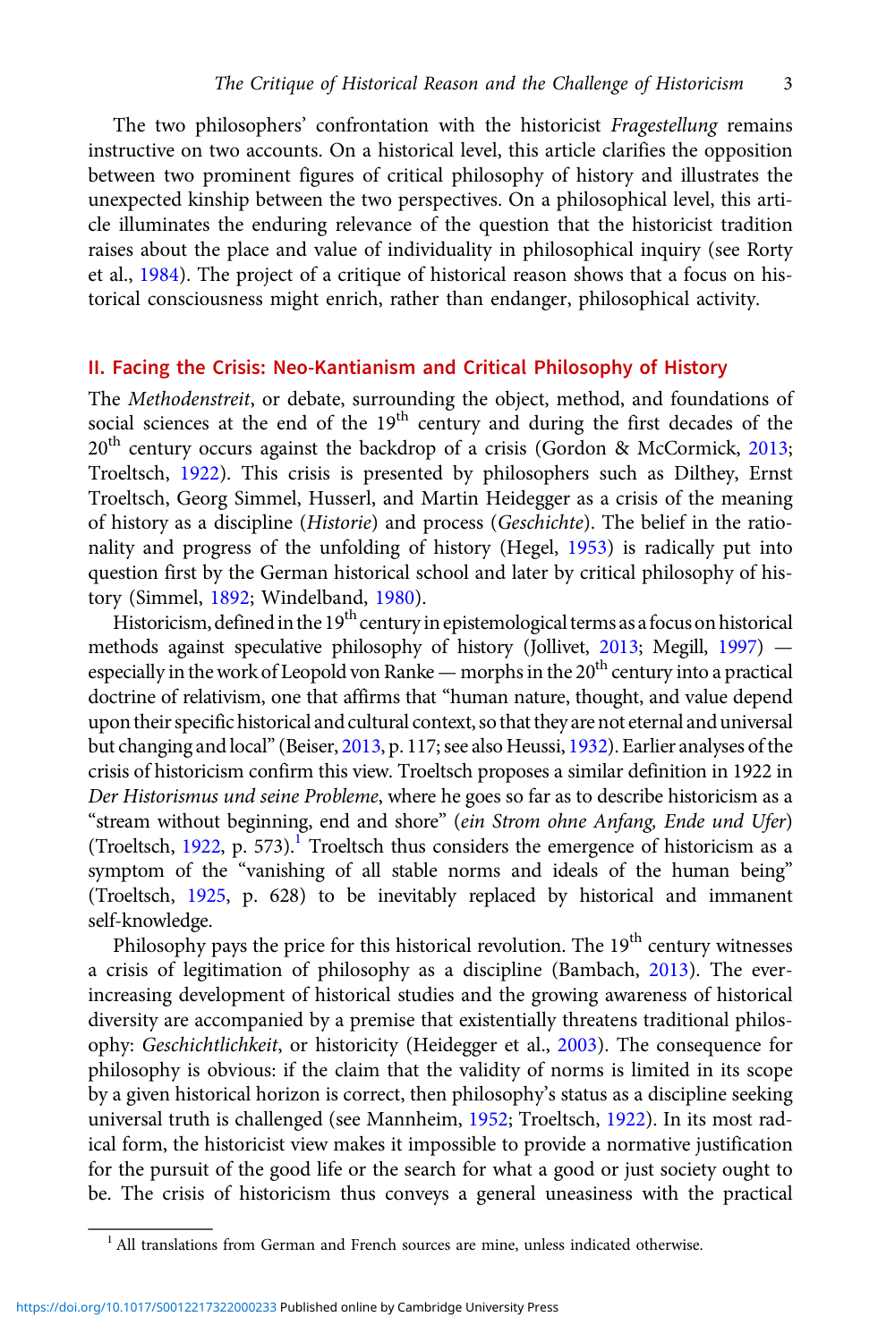The two philosophers' confrontation with the historicist *Fragestellung* remains instructive on two accounts. On a historical level, this article clarifies the opposition between two prominent figures of critical philosophy of history and illustrates the unexpected kinship between the two perspectives. On a philosophical level, this article illuminates the enduring relevance of the question that the historicist tradition raises about the place and value of individuality in philosophical inquiry (see Rorty et al., 1984). The project of a critique of historical reason shows that a focus on historical consciousness might enrich, rather than endanger, philosophical activity.

## II. Facing the Crisis: Neo-Kantianism and Critical Philosophy of History

The *Methodenstreit*, or debate, surrounding the object, method, and foundations of social sciences at the end of the 19th century and during the first decades of the 20th century occurs against the backdrop of a crisis (Gordon & McCormick, 2013; Troeltsch, 1922). This crisis is presented by philosophers such as Dilthey, Ernst Troeltsch, Georg Simmel, Husserl, and Martin Heidegger as a crisis of the meaning of history as a discipline (*Historie*) and process (*Geschichte*). The belief in the rationality and progress of the unfolding of history (Hegel, 1953) is radically put into question first by the German historical school and later by critical philosophy of history (Simmel, 1892; Windelband, 1980).

Historicism, defined in the 19th century in epistemological terms as a focus on historical methods against speculative philosophy of history (Jollivet, 2013; Megill, 1997) — especially in the work of Leopold von Ranke — morphs in the 20th century into a practical doctrine of relativism, one that affirms that "human nature, thought, and value depend upon their specific historical and cultural context, so that they are not eternal and universal but changing and local" (Beiser, 2013, p. 117; see also Heussi, 1932). Earlier analyses of the crisis of historicism confirm this view. Troeltsch proposes a similar definition in 1922 in *Der Historismus und seine Probleme*, where he goes so far as to describe historicism as a "stream without beginning, end and shore" (*ein Strom ohne Anfang, Ende und Ufer*) (Troeltsch, 1922, p. 573).[1] Troeltsch thus considers the emergence of historicism as a symptom of the "vanishing of all stable norms and ideals of the human being" (Troeltsch, 1925, p. 628) to be inevitably replaced by historical and immanent self-knowledge.

Philosophy pays the price for this historical revolution. The 19th century witnesses a crisis of legitimation of philosophy as a discipline (Bambach, 2013). The ever-increasing development of historical studies and the growing awareness of historical diversity are accompanied by a premise that existentially threatens traditional philosophy: *Geschichtlichkeit*, or historicity (Heidegger et al., 2003). The consequence for philosophy is obvious: if the claim that the validity of norms is limited in its scope by a given historical horizon is correct, then philosophy's status as a discipline seeking universal truth is challenged (see Mannheim, 1952; Troeltsch, 1922). In its most radical form, the historicist view makes it impossible to provide a normative justification for the pursuit of the good life or the search for what a good or just society ought to be. The crisis of historicism thus conveys a general uneasiness with the practical

[1] All translations from German and French sources are mine, unless indicated otherwise.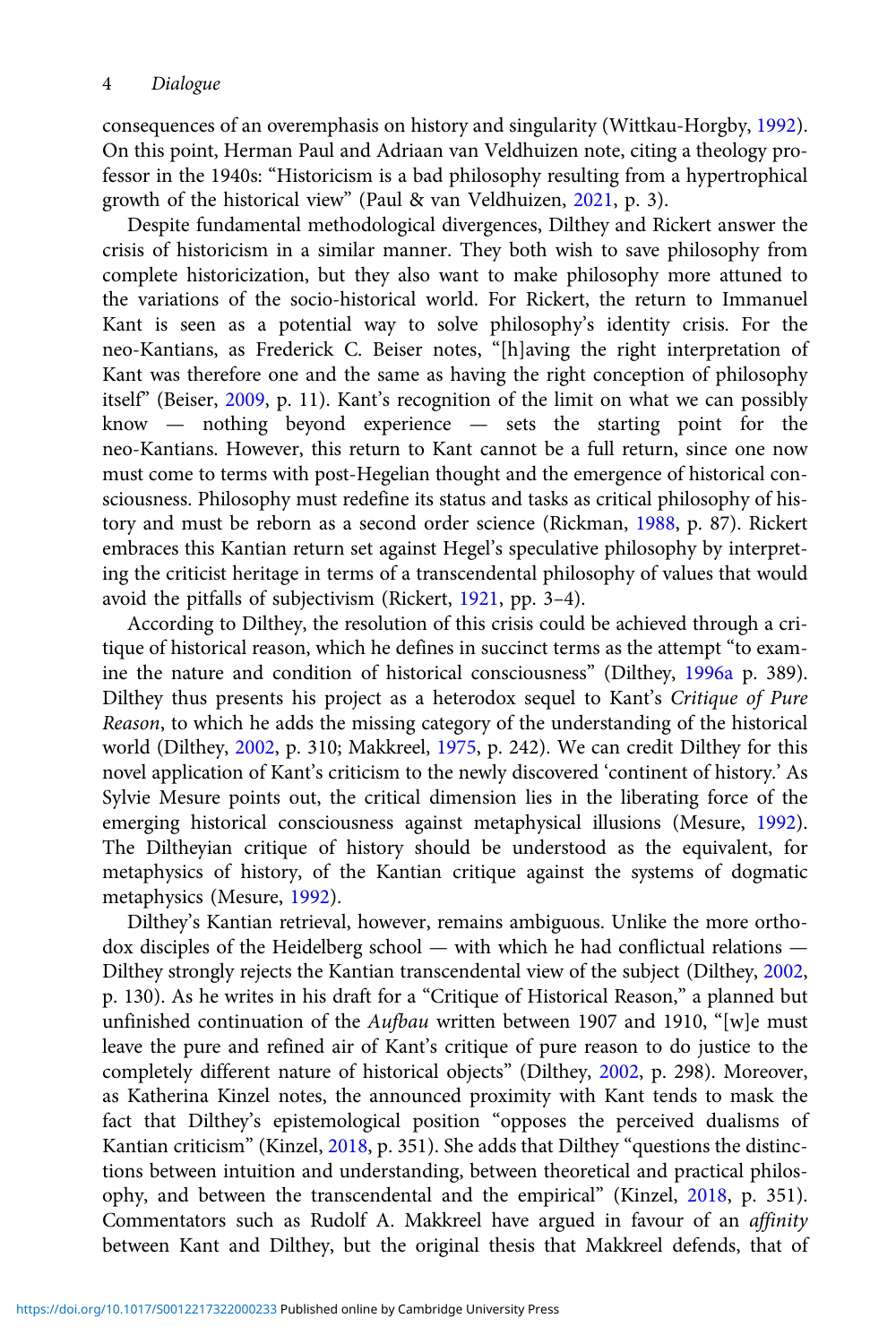consequences of an overemphasis on history and singularity (Wittkau-Horgby, 1992). On this point, Herman Paul and Adriaan van Veldhuizen note, citing a theology professor in the 1940s: "Historicism is a bad philosophy resulting from a hypertrophical growth of the historical view" (Paul & van Veldhuizen, 2021, p. 3).

Despite fundamental methodological divergences, Dilthey and Rickert answer the crisis of historicism in a similar manner. They both wish to save philosophy from complete historicization, but they also want to make philosophy more attuned to the variations of the socio-historical world. For Rickert, the return to Immanuel Kant is seen as a potential way to solve philosophy's identity crisis. For the neo-Kantians, as Frederick C. Beiser notes, "[h]aving the right interpretation of Kant was therefore one and the same as having the right conception of philosophy itself" (Beiser, 2009, p. 11). Kant's recognition of the limit on what we can possibly know — nothing beyond experience — sets the starting point for the neo-Kantians. However, this return to Kant cannot be a full return, since one now must come to terms with post-Hegelian thought and the emergence of historical consciousness. Philosophy must redefine its status and tasks as critical philosophy of history and must be reborn as a second order science (Rickman, 1988, p. 87). Rickert embraces this Kantian return set against Hegel's speculative philosophy by interpreting the criticist heritage in terms of a transcendental philosophy of values that would avoid the pitfalls of subjectivism (Rickert, 1921, pp. 3–4).

According to Dilthey, the resolution of this crisis could be achieved through a critique of historical reason, which he defines in succinct terms as the attempt "to examine the nature and condition of historical consciousness" (Dilthey, 1996a p. 389). Dilthey thus presents his project as a heterodox sequel to Kant's *Critique of Pure Reason*, to which he adds the missing category of the understanding of the historical world (Dilthey, 2002, p. 310; Makkreel, 1975, p. 242). We can credit Dilthey for this novel application of Kant's criticism to the newly discovered 'continent of history.' As Sylvie Mesure points out, the critical dimension lies in the liberating force of the emerging historical consciousness against metaphysical illusions (Mesure, 1992). The Diltheyian critique of history should be understood as the equivalent, for metaphysics of history, of the Kantian critique against the systems of dogmatic metaphysics (Mesure, 1992).

Dilthey's Kantian retrieval, however, remains ambiguous. Unlike the more orthodox disciples of the Heidelberg school — with which he had conflictual relations — Dilthey strongly rejects the Kantian transcendental view of the subject (Dilthey, 2002, p. 130). As he writes in his draft for a "Critique of Historical Reason," a planned but unfinished continuation of the *Aufbau* written between 1907 and 1910, "[w]e must leave the pure and refined air of Kant's critique of pure reason to do justice to the completely different nature of historical objects" (Dilthey, 2002, p. 298). Moreover, as Katherina Kinzel notes, the announced proximity with Kant tends to mask the fact that Dilthey's epistemological position "opposes the perceived dualisms of Kantian criticism" (Kinzel, 2018, p. 351). She adds that Dilthey "questions the distinctions between intuition and understanding, between theoretical and practical philosophy, and between the transcendental and the empirical" (Kinzel, 2018, p. 351). Commentators such as Rudolf A. Makkreel have argued in favour of an *affinity* between Kant and Dilthey, but the original thesis that Makkreel defends, that of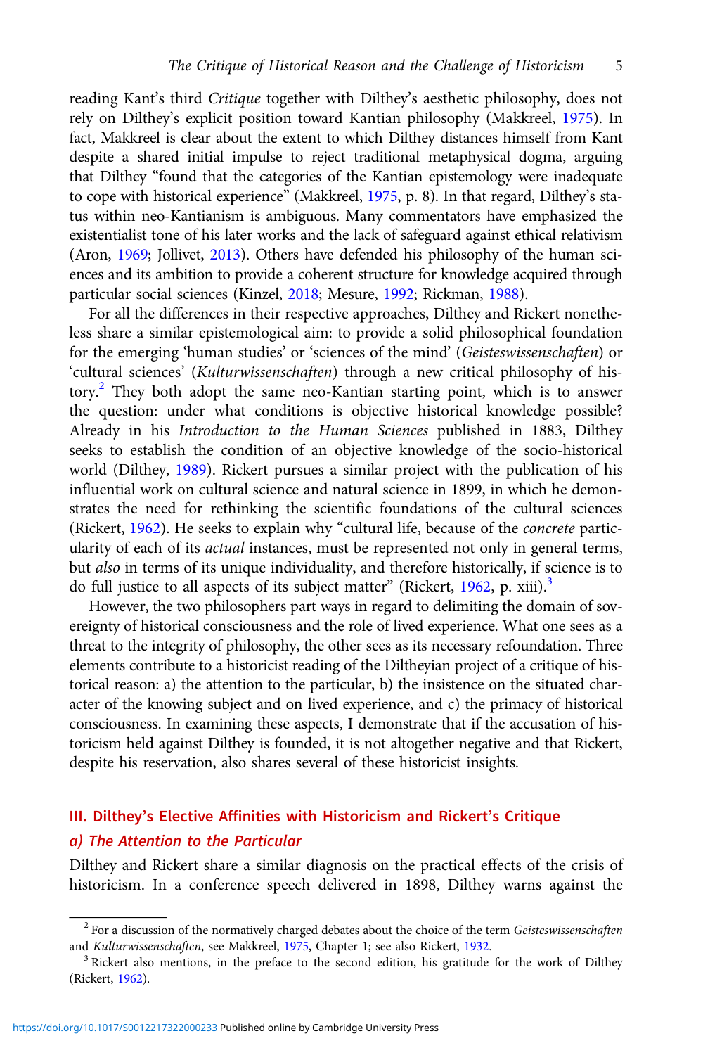reading Kant's third *Critique* together with Dilthey's aesthetic philosophy, does not rely on Dilthey's explicit position toward Kantian philosophy (Makkreel, 1975). In fact, Makkreel is clear about the extent to which Dilthey distances himself from Kant despite a shared initial impulse to reject traditional metaphysical dogma, arguing that Dilthey "found that the categories of the Kantian epistemology were inadequate to cope with historical experience" (Makkreel, 1975, p. 8). In that regard, Dilthey's status within neo-Kantianism is ambiguous. Many commentators have emphasized the existentialist tone of his later works and the lack of safeguard against ethical relativism (Aron, 1969; Jollivet, 2013). Others have defended his philosophy of the human sciences and its ambition to provide a coherent structure for knowledge acquired through particular social sciences (Kinzel, 2018; Mesure, 1992; Rickman, 1988).

For all the differences in their respective approaches, Dilthey and Rickert nonetheless share a similar epistemological aim: to provide a solid philosophical foundation for the emerging 'human studies' or 'sciences of the mind' (*Geisteswissenschaften*) or 'cultural sciences' (*Kulturwissenschaften*) through a new critical philosophy of history.[2] They both adopt the same neo-Kantian starting point, which is to answer the question: under what conditions is objective historical knowledge possible? Already in his *Introduction to the Human Sciences* published in 1883, Dilthey seeks to establish the condition of an objective knowledge of the socio-historical world (Dilthey, 1989). Rickert pursues a similar project with the publication of his influential work on cultural science and natural science in 1899, in which he demonstrates the need for rethinking the scientific foundations of the cultural sciences (Rickert, 1962). He seeks to explain why "cultural life, because of the *concrete* particularity of each of its *actual* instances, must be represented not only in general terms, but *also* in terms of its unique individuality, and therefore historically, if science is to do full justice to all aspects of its subject matter" (Rickert, 1962, p. xiii).[3]

However, the two philosophers part ways in regard to delimiting the domain of sovereignty of historical consciousness and the role of lived experience. What one sees as a threat to the integrity of philosophy, the other sees as its necessary refoundation. Three elements contribute to a historicist reading of the Diltheyian project of a critique of historical reason: a) the attention to the particular, b) the insistence on the situated character of the knowing subject and on lived experience, and c) the primacy of historical consciousness. In examining these aspects, I demonstrate that if the accusation of historicism held against Dilthey is founded, it is not altogether negative and that Rickert, despite his reservation, also shares several of these historicist insights.

## III. Dilthey's Elective Affinities with Historicism and Rickert's Critique

### *a) The Attention to the Particular*

Dilthey and Rickert share a similar diagnosis on the practical effects of the crisis of historicism. In a conference speech delivered in 1898, Dilthey warns against the

[2] For a discussion of the normatively charged debates about the choice of the term *Geisteswissenschaften* and *Kulturwissenschaften*, see Makkreel, 1975, Chapter 1; see also Rickert, 1932.

[3] Rickert also mentions, in the preface to the second edition, his gratitude for the work of Dilthey (Rickert, 1962).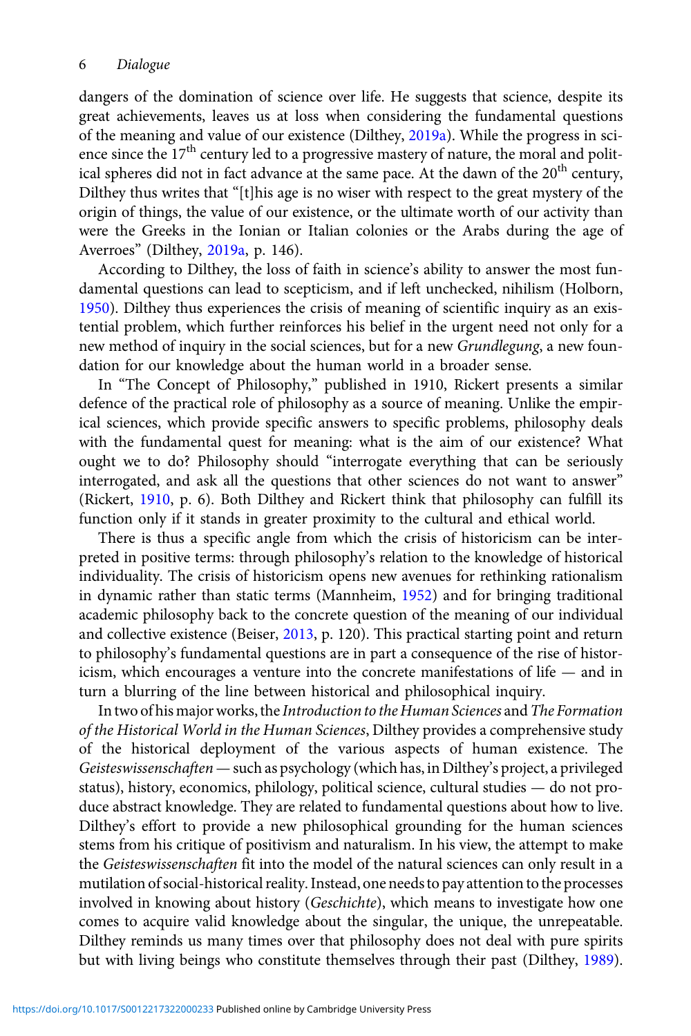dangers of the domination of science over life. He suggests that science, despite its great achievements, leaves us at loss when considering the fundamental questions of the meaning and value of our existence (Dilthey, 2019a). While the progress in science since the 17th century led to a progressive mastery of nature, the moral and political spheres did not in fact advance at the same pace. At the dawn of the 20th century, Dilthey thus writes that "[t]his age is no wiser with respect to the great mystery of the origin of things, the value of our existence, or the ultimate worth of our activity than were the Greeks in the Ionian or Italian colonies or the Arabs during the age of Averroes" (Dilthey, 2019a, p. 146).

According to Dilthey, the loss of faith in science's ability to answer the most fundamental questions can lead to scepticism, and if left unchecked, nihilism (Holborn, 1950). Dilthey thus experiences the crisis of meaning of scientific inquiry as an existential problem, which further reinforces his belief in the urgent need not only for a new method of inquiry in the social sciences, but for a new *Grundlegung*, a new foundation for our knowledge about the human world in a broader sense.

In "The Concept of Philosophy," published in 1910, Rickert presents a similar defence of the practical role of philosophy as a source of meaning. Unlike the empirical sciences, which provide specific answers to specific problems, philosophy deals with the fundamental quest for meaning: what is the aim of our existence? What ought we to do? Philosophy should "interrogate everything that can be seriously interrogated, and ask all the questions that other sciences do not want to answer" (Rickert, 1910, p. 6). Both Dilthey and Rickert think that philosophy can fulfill its function only if it stands in greater proximity to the cultural and ethical world.

There is thus a specific angle from which the crisis of historicism can be interpreted in positive terms: through philosophy's relation to the knowledge of historical individuality. The crisis of historicism opens new avenues for rethinking rationalism in dynamic rather than static terms (Mannheim, 1952) and for bringing traditional academic philosophy back to the concrete question of the meaning of our individual and collective existence (Beiser, 2013, p. 120). This practical starting point and return to philosophy's fundamental questions are in part a consequence of the rise of historicism, which encourages a venture into the concrete manifestations of life — and in turn a blurring of the line between historical and philosophical inquiry.

In two of his major works, the *Introduction to the Human Sciences* and *The Formation of the Historical World in the Human Sciences*, Dilthey provides a comprehensive study of the historical deployment of the various aspects of human existence. The *Geisteswissenschaften* — such as psychology (which has, in Dilthey's project, a privileged status), history, economics, philology, political science, cultural studies — do not produce abstract knowledge. They are related to fundamental questions about how to live. Dilthey's effort to provide a new philosophical grounding for the human sciences stems from his critique of positivism and naturalism. In his view, the attempt to make the *Geisteswissenschaften* fit into the model of the natural sciences can only result in a mutilation of social-historical reality. Instead, one needs to pay attention to the processes involved in knowing about history (*Geschichte*), which means to investigate how one comes to acquire valid knowledge about the singular, the unique, the unrepeatable. Dilthey reminds us many times over that philosophy does not deal with pure spirits but with living beings who constitute themselves through their past (Dilthey, 1989).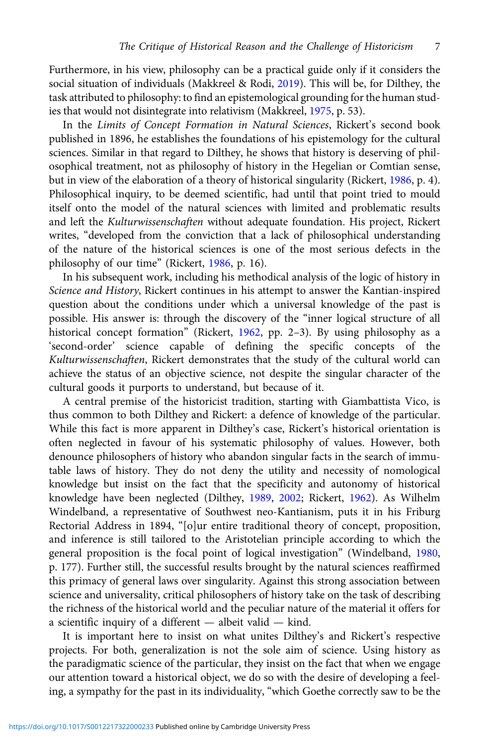Furthermore, in his view, philosophy can be a practical guide only if it considers the social situation of individuals (Makkreel & Rodi, 2019). This will be, for Dilthey, the task attributed to philosophy: to find an epistemological grounding for the human studies that would not disintegrate into relativism (Makkreel, 1975, p. 53).

In the *Limits of Concept Formation in Natural Sciences*, Rickert's second book published in 1896, he establishes the foundations of his epistemology for the cultural sciences. Similar in that regard to Dilthey, he shows that history is deserving of philosophical treatment, not as philosophy of history in the Hegelian or Comtian sense, but in view of the elaboration of a theory of historical singularity (Rickert, 1986, p. 4). Philosophical inquiry, to be deemed scientific, had until that point tried to mould itself onto the model of the natural sciences with limited and problematic results and left the *Kulturwissenschaften* without adequate foundation. His project, Rickert writes, "developed from the conviction that a lack of philosophical understanding of the nature of the historical sciences is one of the most serious defects in the philosophy of our time" (Rickert, 1986, p. 16).

In his subsequent work, including his methodical analysis of the logic of history in *Science and History*, Rickert continues in his attempt to answer the Kantian-inspired question about the conditions under which a universal knowledge of the past is possible. His answer is: through the discovery of the "inner logical structure of all historical concept formation" (Rickert, 1962, pp. 2–3). By using philosophy as a 'second-order' science capable of defining the specific concepts of the *Kulturwissenschaften*, Rickert demonstrates that the study of the cultural world can achieve the status of an objective science, not despite the singular character of the cultural goods it purports to understand, but because of it.

A central premise of the historicist tradition, starting with Giambattista Vico, is thus common to both Dilthey and Rickert: a defence of knowledge of the particular. While this fact is more apparent in Dilthey's case, Rickert's historical orientation is often neglected in favour of his systematic philosophy of values. However, both denounce philosophers of history who abandon singular facts in the search of immutable laws of history. They do not deny the utility and necessity of nomological knowledge but insist on the fact that the specificity and autonomy of historical knowledge have been neglected (Dilthey, 1989, 2002; Rickert, 1962). As Wilhelm Windelband, a representative of Southwest neo-Kantianism, puts it in his Friburg Rectorial Address in 1894, "[o]ur entire traditional theory of concept, proposition, and inference is still tailored to the Aristotelian principle according to which the general proposition is the focal point of logical investigation" (Windelband, 1980, p. 177). Further still, the successful results brought by the natural sciences reaffirmed this primacy of general laws over singularity. Against this strong association between science and universality, critical philosophers of history take on the task of describing the richness of the historical world and the peculiar nature of the material it offers for a scientific inquiry of a different — albeit valid — kind.

It is important here to insist on what unites Dilthey's and Rickert's respective projects. For both, generalization is not the sole aim of science. Using history as the paradigmatic science of the particular, they insist on the fact that when we engage our attention toward a historical object, we do so with the desire of developing a feeling, a sympathy for the past in its individuality, "which Goethe correctly saw to be the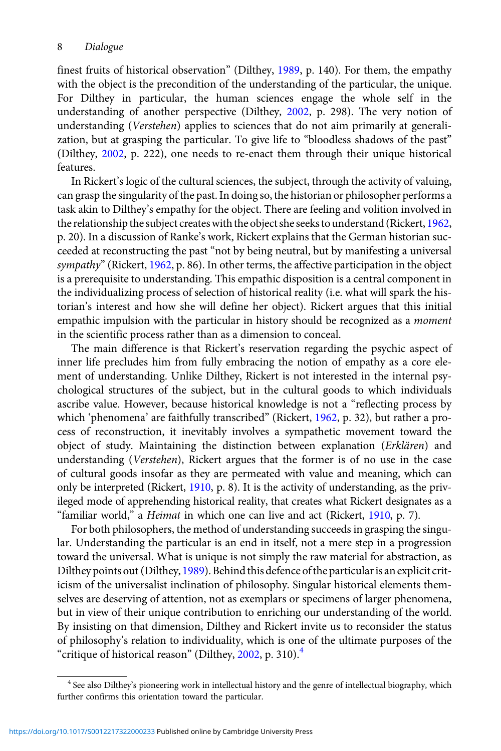finest fruits of historical observation" (Dilthey, 1989, p. 140). For them, the empathy with the object is the precondition of the understanding of the particular, the unique. For Dilthey in particular, the human sciences engage the whole self in the understanding of another perspective (Dilthey, 2002, p. 298). The very notion of understanding (*Verstehen*) applies to sciences that do not aim primarily at generalization, but at grasping the particular. To give life to "bloodless shadows of the past" (Dilthey, 2002, p. 222), one needs to re-enact them through their unique historical features.

In Rickert's logic of the cultural sciences, the subject, through the activity of valuing, can grasp the singularity of the past. In doing so, the historian or philosopher performs a task akin to Dilthey's empathy for the object. There are feeling and volition involved in the relationship the subject creates with the object she seeks to understand (Rickert, 1962, p. 20). In a discussion of Ranke's work, Rickert explains that the German historian succeeded at reconstructing the past "not by being neutral, but by manifesting a universal *sympathy*" (Rickert, 1962, p. 86). In other terms, the affective participation in the object is a prerequisite to understanding. This empathic disposition is a central component in the individualizing process of selection of historical reality (i.e. what will spark the historian's interest and how she will define her object). Rickert argues that this initial empathic impulsion with the particular in history should be recognized as a *moment* in the scientific process rather than as a dimension to conceal.

The main difference is that Rickert's reservation regarding the psychic aspect of inner life precludes him from fully embracing the notion of empathy as a core element of understanding. Unlike Dilthey, Rickert is not interested in the internal psychological structures of the subject, but in the cultural goods to which individuals ascribe value. However, because historical knowledge is not a "reflecting process by which 'phenomena' are faithfully transcribed" (Rickert, 1962, p. 32), but rather a process of reconstruction, it inevitably involves a sympathetic movement toward the object of study. Maintaining the distinction between explanation (*Erklären*) and understanding (*Verstehen*), Rickert argues that the former is of no use in the case of cultural goods insofar as they are permeated with value and meaning, which can only be interpreted (Rickert, 1910, p. 8). It is the activity of understanding, as the privileged mode of apprehending historical reality, that creates what Rickert designates as a "familiar world," a *Heimat* in which one can live and act (Rickert, 1910, p. 7).

For both philosophers, the method of understanding succeeds in grasping the singular. Understanding the particular is an end in itself, not a mere step in a progression toward the universal. What is unique is not simply the raw material for abstraction, as Dilthey points out (Dilthey, 1989). Behind this defence of the particular is an explicit criticism of the universalist inclination of philosophy. Singular historical elements themselves are deserving of attention, not as exemplars or specimens of larger phenomena, but in view of their unique contribution to enriching our understanding of the world. By insisting on that dimension, Dilthey and Rickert invite us to reconsider the status of philosophy's relation to individuality, which is one of the ultimate purposes of the "critique of historical reason" (Dilthey, 2002, p. 310).[4]

[4] See also Dilthey's pioneering work in intellectual history and the genre of intellectual biography, which further confirms this orientation toward the particular.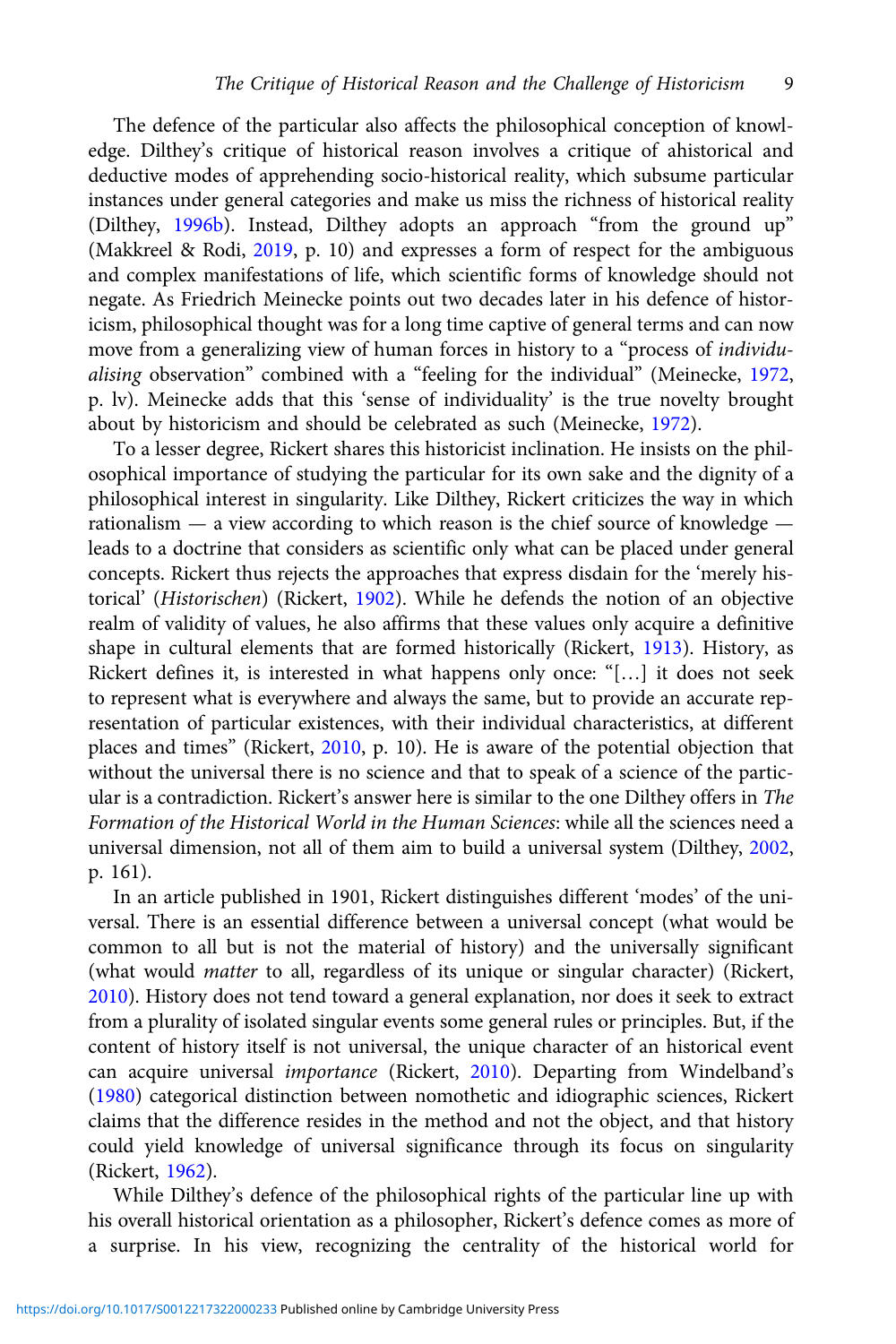The defence of the particular also affects the philosophical conception of knowledge. Dilthey's critique of historical reason involves a critique of ahistorical and deductive modes of apprehending socio-historical reality, which subsume particular instances under general categories and make us miss the richness of historical reality (Dilthey, 1996b). Instead, Dilthey adopts an approach "from the ground up" (Makkreel & Rodi, 2019, p. 10) and expresses a form of respect for the ambiguous and complex manifestations of life, which scientific forms of knowledge should not negate. As Friedrich Meinecke points out two decades later in his defence of historicism, philosophical thought was for a long time captive of general terms and can now move from a generalizing view of human forces in history to a "process of *individualising* observation" combined with a "feeling for the individual" (Meinecke, 1972, p. lv). Meinecke adds that this 'sense of individuality' is the true novelty brought about by historicism and should be celebrated as such (Meinecke, 1972).

To a lesser degree, Rickert shares this historicist inclination. He insists on the philosophical importance of studying the particular for its own sake and the dignity of a philosophical interest in singularity. Like Dilthey, Rickert criticizes the way in which rationalism — a view according to which reason is the chief source of knowledge — leads to a doctrine that considers as scientific only what can be placed under general concepts. Rickert thus rejects the approaches that express disdain for the 'merely historical' (*Historischen*) (Rickert, 1902). While he defends the notion of an objective realm of validity of values, he also affirms that these values only acquire a definitive shape in cultural elements that are formed historically (Rickert, 1913). History, as Rickert defines it, is interested in what happens only once: "[…] it does not seek to represent what is everywhere and always the same, but to provide an accurate representation of particular existences, with their individual characteristics, at different places and times" (Rickert, 2010, p. 10). He is aware of the potential objection that without the universal there is no science and that to speak of a science of the particular is a contradiction. Rickert's answer here is similar to the one Dilthey offers in *The Formation of the Historical World in the Human Sciences*: while all the sciences need a universal dimension, not all of them aim to build a universal system (Dilthey, 2002, p. 161).

In an article published in 1901, Rickert distinguishes different 'modes' of the universal. There is an essential difference between a universal concept (what would be common to all but is not the material of history) and the universally significant (what would *matter* to all, regardless of its unique or singular character) (Rickert, 2010). History does not tend toward a general explanation, nor does it seek to extract from a plurality of isolated singular events some general rules or principles. But, if the content of history itself is not universal, the unique character of an historical event can acquire universal *importance* (Rickert, 2010). Departing from Windelband's (1980) categorical distinction between nomothetic and idiographic sciences, Rickert claims that the difference resides in the method and not the object, and that history could yield knowledge of universal significance through its focus on singularity (Rickert, 1962).

While Dilthey's defence of the philosophical rights of the particular line up with his overall historical orientation as a philosopher, Rickert's defence comes as more of a surprise. In his view, recognizing the centrality of the historical world for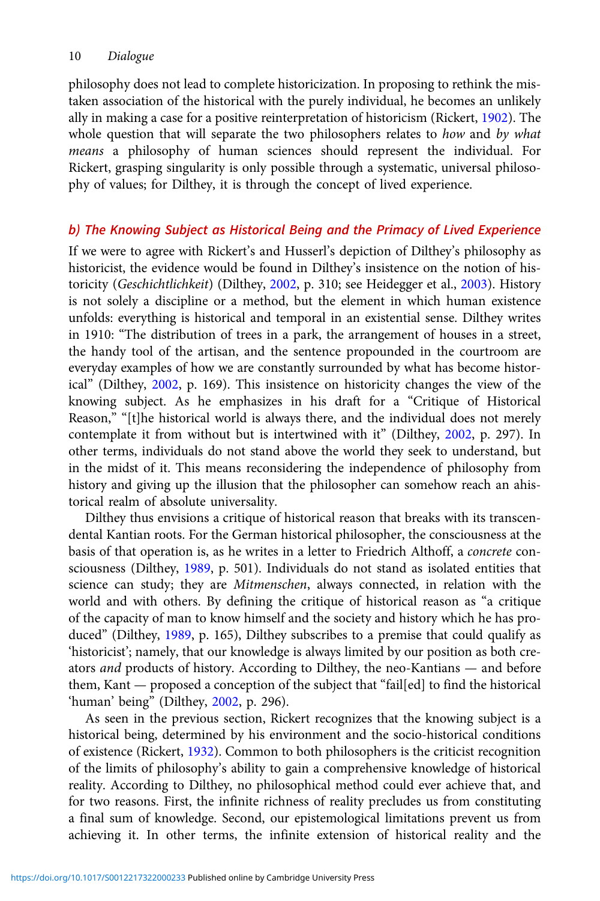philosophy does not lead to complete historicization. In proposing to rethink the mistaken association of the historical with the purely individual, he becomes an unlikely ally in making a case for a positive reinterpretation of historicism (Rickert, 1902). The whole question that will separate the two philosophers relates to *how* and *by what means* a philosophy of human sciences should represent the individual. For Rickert, grasping singularity is only possible through a systematic, universal philosophy of values; for Dilthey, it is through the concept of lived experience.

### b) The Knowing Subject as Historical Being and the Primacy of Lived Experience

If we were to agree with Rickert's and Husserl's depiction of Dilthey's philosophy as historicist, the evidence would be found in Dilthey's insistence on the notion of historicity (*Geschichtlichkeit*) (Dilthey, 2002, p. 310; see Heidegger et al., 2003). History is not solely a discipline or a method, but the element in which human existence unfolds: everything is historical and temporal in an existential sense. Dilthey writes in 1910: "The distribution of trees in a park, the arrangement of houses in a street, the handy tool of the artisan, and the sentence propounded in the courtroom are everyday examples of how we are constantly surrounded by what has become historical" (Dilthey, 2002, p. 169). This insistence on historicity changes the view of the knowing subject. As he emphasizes in his draft for a "Critique of Historical Reason," "[t]he historical world is always there, and the individual does not merely contemplate it from without but is intertwined with it" (Dilthey, 2002, p. 297). In other terms, individuals do not stand above the world they seek to understand, but in the midst of it. This means reconsidering the independence of philosophy from history and giving up the illusion that the philosopher can somehow reach an ahistorical realm of absolute universality.

Dilthey thus envisions a critique of historical reason that breaks with its transcendental Kantian roots. For the German historical philosopher, the consciousness at the basis of that operation is, as he writes in a letter to Friedrich Althoff, a *concrete* consciousness (Dilthey, 1989, p. 501). Individuals do not stand as isolated entities that science can study; they are *Mitmenschen*, always connected, in relation with the world and with others. By defining the critique of historical reason as "a critique of the capacity of man to know himself and the society and history which he has produced" (Dilthey, 1989, p. 165), Dilthey subscribes to a premise that could qualify as 'historicist'; namely, that our knowledge is always limited by our position as both creators *and* products of history. According to Dilthey, the neo-Kantians — and before them, Kant — proposed a conception of the subject that "fail[ed] to find the historical 'human' being" (Dilthey, 2002, p. 296).

As seen in the previous section, Rickert recognizes that the knowing subject is a historical being, determined by his environment and the socio-historical conditions of existence (Rickert, 1932). Common to both philosophers is the criticist recognition of the limits of philosophy's ability to gain a comprehensive knowledge of historical reality. According to Dilthey, no philosophical method could ever achieve that, and for two reasons. First, the infinite richness of reality precludes us from constituting a final sum of knowledge. Second, our epistemological limitations prevent us from achieving it. In other terms, the infinite extension of historical reality and the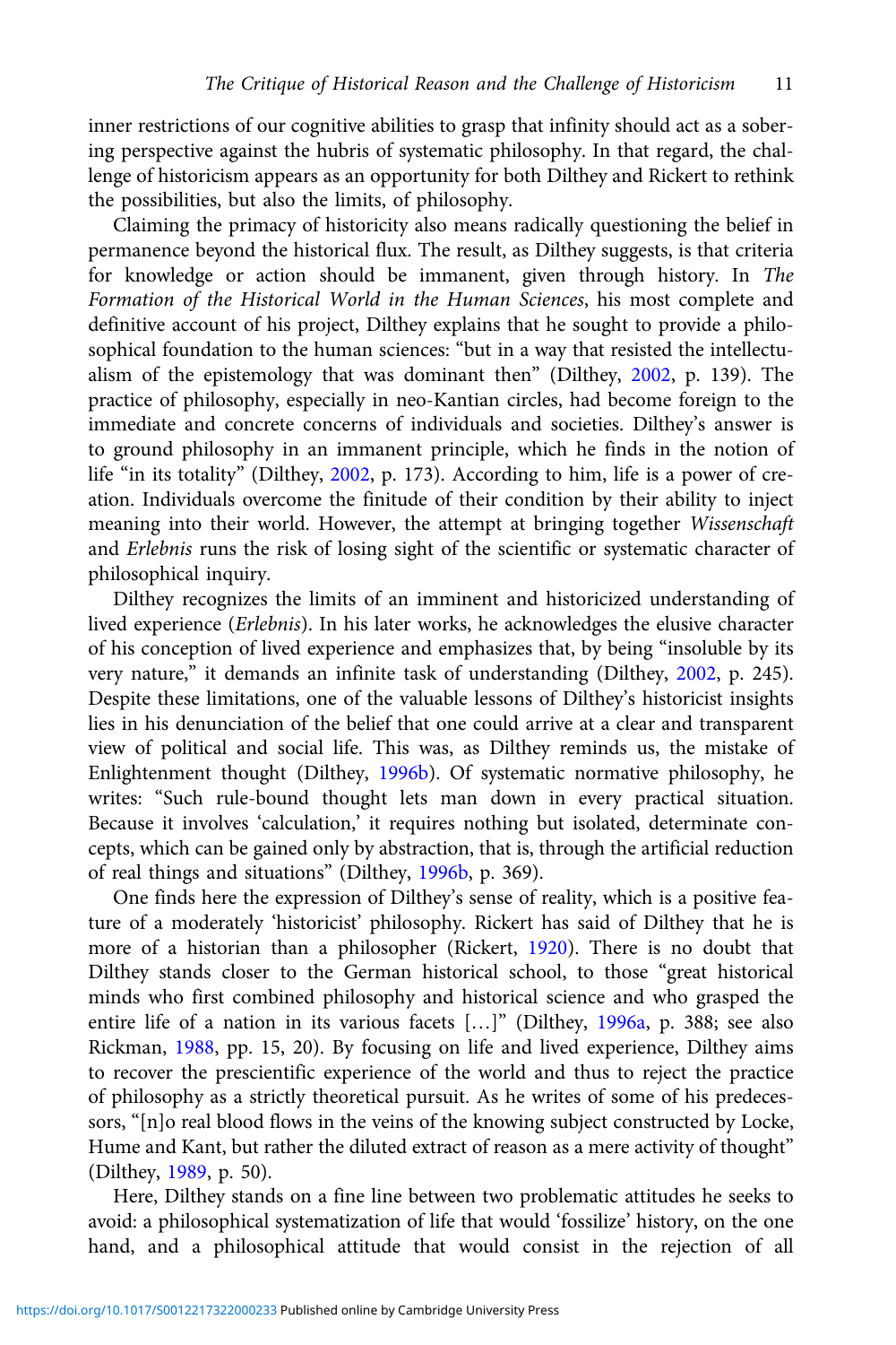inner restrictions of our cognitive abilities to grasp that infinity should act as a sobering perspective against the hubris of systematic philosophy. In that regard, the challenge of historicism appears as an opportunity for both Dilthey and Rickert to rethink the possibilities, but also the limits, of philosophy.

Claiming the primacy of historicity also means radically questioning the belief in permanence beyond the historical flux. The result, as Dilthey suggests, is that criteria for knowledge or action should be immanent, given through history. In *The Formation of the Historical World in the Human Sciences*, his most complete and definitive account of his project, Dilthey explains that he sought to provide a philosophical foundation to the human sciences: "but in a way that resisted the intellectualism of the epistemology that was dominant then" (Dilthey, 2002, p. 139). The practice of philosophy, especially in neo-Kantian circles, had become foreign to the immediate and concrete concerns of individuals and societies. Dilthey's answer is to ground philosophy in an immanent principle, which he finds in the notion of life "in its totality" (Dilthey, 2002, p. 173). According to him, life is a power of creation. Individuals overcome the finitude of their condition by their ability to inject meaning into their world. However, the attempt at bringing together *Wissenschaft* and *Erlebnis* runs the risk of losing sight of the scientific or systematic character of philosophical inquiry.

Dilthey recognizes the limits of an imminent and historicized understanding of lived experience (*Erlebnis*). In his later works, he acknowledges the elusive character of his conception of lived experience and emphasizes that, by being "insoluble by its very nature," it demands an infinite task of understanding (Dilthey, 2002, p. 245). Despite these limitations, one of the valuable lessons of Dilthey's historicist insights lies in his denunciation of the belief that one could arrive at a clear and transparent view of political and social life. This was, as Dilthey reminds us, the mistake of Enlightenment thought (Dilthey, 1996b). Of systematic normative philosophy, he writes: "Such rule-bound thought lets man down in every practical situation. Because it involves 'calculation,' it requires nothing but isolated, determinate concepts, which can be gained only by abstraction, that is, through the artificial reduction of real things and situations" (Dilthey, 1996b, p. 369).

One finds here the expression of Dilthey's sense of reality, which is a positive feature of a moderately 'historicist' philosophy. Rickert has said of Dilthey that he is more of a historian than a philosopher (Rickert, 1920). There is no doubt that Dilthey stands closer to the German historical school, to those "great historical minds who first combined philosophy and historical science and who grasped the entire life of a nation in its various facets […]" (Dilthey, 1996a, p. 388; see also Rickman, 1988, pp. 15, 20). By focusing on life and lived experience, Dilthey aims to recover the prescientific experience of the world and thus to reject the practice of philosophy as a strictly theoretical pursuit. As he writes of some of his predecessors, "[n]o real blood flows in the veins of the knowing subject constructed by Locke, Hume and Kant, but rather the diluted extract of reason as a mere activity of thought" (Dilthey, 1989, p. 50).

Here, Dilthey stands on a fine line between two problematic attitudes he seeks to avoid: a philosophical systematization of life that would 'fossilize' history, on the one hand, and a philosophical attitude that would consist in the rejection of all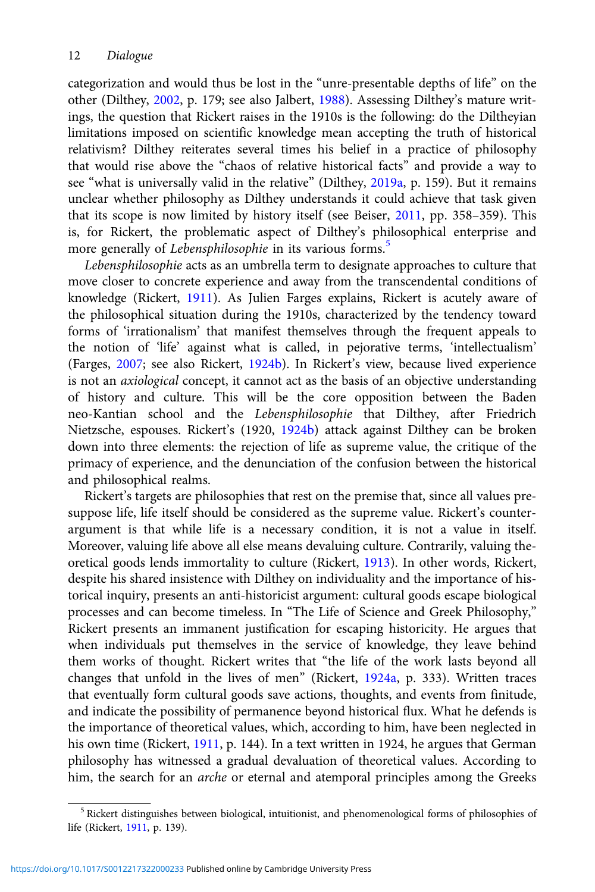categorization and would thus be lost in the "unre-presentable depths of life" on the other (Dilthey, 2002, p. 179; see also Jalbert, 1988). Assessing Dilthey's mature writings, the question that Rickert raises in the 1910s is the following: do the Diltheyian limitations imposed on scientific knowledge mean accepting the truth of historical relativism? Dilthey reiterates several times his belief in a practice of philosophy that would rise above the "chaos of relative historical facts" and provide a way to see "what is universally valid in the relative" (Dilthey, 2019a, p. 159). But it remains unclear whether philosophy as Dilthey understands it could achieve that task given that its scope is now limited by history itself (see Beiser, 2011, pp. 358–359). This is, for Rickert, the problematic aspect of Dilthey's philosophical enterprise and more generally of *Lebensphilosophie* in its various forms.[5]

*Lebensphilosophie* acts as an umbrella term to designate approaches to culture that move closer to concrete experience and away from the transcendental conditions of knowledge (Rickert, 1911). As Julien Farges explains, Rickert is acutely aware of the philosophical situation during the 1910s, characterized by the tendency toward forms of 'irrationalism' that manifest themselves through the frequent appeals to the notion of 'life' against what is called, in pejorative terms, 'intellectualism' (Farges, 2007; see also Rickert, 1924b). In Rickert's view, because lived experience is not an *axiological* concept, it cannot act as the basis of an objective understanding of history and culture. This will be the core opposition between the Baden neo-Kantian school and the *Lebensphilosophie* that Dilthey, after Friedrich Nietzsche, espouses. Rickert's (1920, 1924b) attack against Dilthey can be broken down into three elements: the rejection of life as supreme value, the critique of the primacy of experience, and the denunciation of the confusion between the historical and philosophical realms.

Rickert's targets are philosophies that rest on the premise that, since all values presuppose life, life itself should be considered as the supreme value. Rickert's counter-argument is that while life is a necessary condition, it is not a value in itself. Moreover, valuing life above all else means devaluing culture. Contrarily, valuing theoretical goods lends immortality to culture (Rickert, 1913). In other words, Rickert, despite his shared insistence with Dilthey on individuality and the importance of historical inquiry, presents an anti-historicist argument: cultural goods escape biological processes and can become timeless. In "The Life of Science and Greek Philosophy," Rickert presents an immanent justification for escaping historicity. He argues that when individuals put themselves in the service of knowledge, they leave behind them works of thought. Rickert writes that "the life of the work lasts beyond all changes that unfold in the lives of men" (Rickert, 1924a, p. 333). Written traces that eventually form cultural goods save actions, thoughts, and events from finitude, and indicate the possibility of permanence beyond historical flux. What he defends is the importance of theoretical values, which, according to him, have been neglected in his own time (Rickert, 1911, p. 144). In a text written in 1924, he argues that German philosophy has witnessed a gradual devaluation of theoretical values. According to him, the search for an *arche* or eternal and atemporal principles among the Greeks

[5] Rickert distinguishes between biological, intuitionist, and phenomenological forms of philosophies of life (Rickert, 1911, p. 139).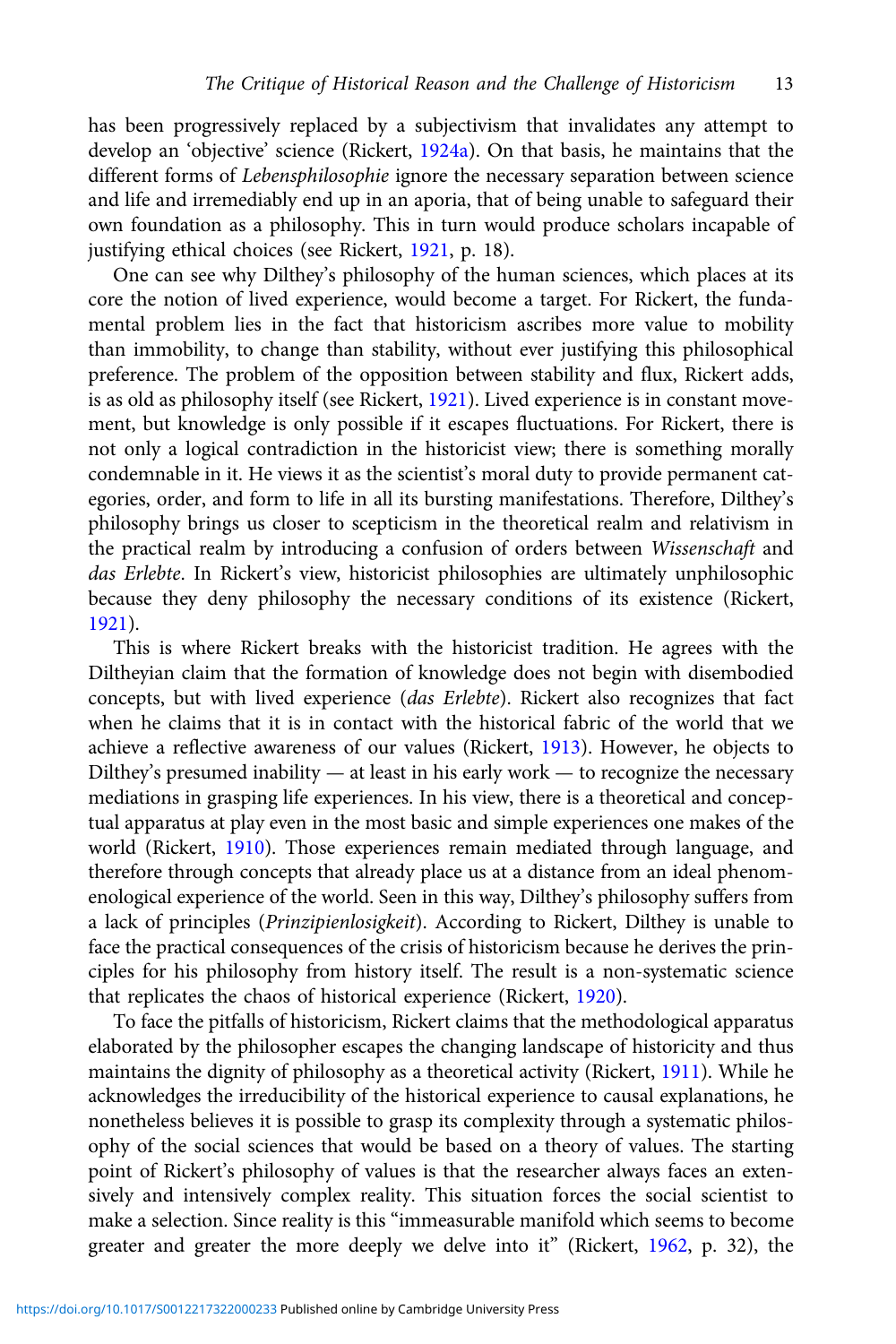has been progressively replaced by a subjectivism that invalidates any attempt to develop an 'objective' science (Rickert, 1924a). On that basis, he maintains that the different forms of *Lebensphilosophie* ignore the necessary separation between science and life and irremediably end up in an aporia, that of being unable to safeguard their own foundation as a philosophy. This in turn would produce scholars incapable of justifying ethical choices (see Rickert, 1921, p. 18).

One can see why Dilthey's philosophy of the human sciences, which places at its core the notion of lived experience, would become a target. For Rickert, the fundamental problem lies in the fact that historicism ascribes more value to mobility than immobility, to change than stability, without ever justifying this philosophical preference. The problem of the opposition between stability and flux, Rickert adds, is as old as philosophy itself (see Rickert, 1921). Lived experience is in constant movement, but knowledge is only possible if it escapes fluctuations. For Rickert, there is not only a logical contradiction in the historicist view; there is something morally condemnable in it. He views it as the scientist's moral duty to provide permanent categories, order, and form to life in all its bursting manifestations. Therefore, Dilthey's philosophy brings us closer to scepticism in the theoretical realm and relativism in the practical realm by introducing a confusion of orders between *Wissenschaft* and *das Erlebte*. In Rickert's view, historicist philosophies are ultimately unphilosophic because they deny philosophy the necessary conditions of its existence (Rickert, 1921).

This is where Rickert breaks with the historicist tradition. He agrees with the Diltheyian claim that the formation of knowledge does not begin with disembodied concepts, but with lived experience (*das Erlebte*). Rickert also recognizes that fact when he claims that it is in contact with the historical fabric of the world that we achieve a reflective awareness of our values (Rickert, 1913). However, he objects to Dilthey's presumed inability — at least in his early work — to recognize the necessary mediations in grasping life experiences. In his view, there is a theoretical and conceptual apparatus at play even in the most basic and simple experiences one makes of the world (Rickert, 1910). Those experiences remain mediated through language, and therefore through concepts that already place us at a distance from an ideal phenomenological experience of the world. Seen in this way, Dilthey's philosophy suffers from a lack of principles (*Prinzipienlosigkeit*). According to Rickert, Dilthey is unable to face the practical consequences of the crisis of historicism because he derives the principles for his philosophy from history itself. The result is a non-systematic science that replicates the chaos of historical experience (Rickert, 1920).

To face the pitfalls of historicism, Rickert claims that the methodological apparatus elaborated by the philosopher escapes the changing landscape of historicity and thus maintains the dignity of philosophy as a theoretical activity (Rickert, 1911). While he acknowledges the irreducibility of the historical experience to causal explanations, he nonetheless believes it is possible to grasp its complexity through a systematic philosophy of the social sciences that would be based on a theory of values. The starting point of Rickert's philosophy of values is that the researcher always faces an extensively and intensively complex reality. This situation forces the social scientist to make a selection. Since reality is this "immeasurable manifold which seems to become greater and greater the more deeply we delve into it" (Rickert, 1962, p. 32), the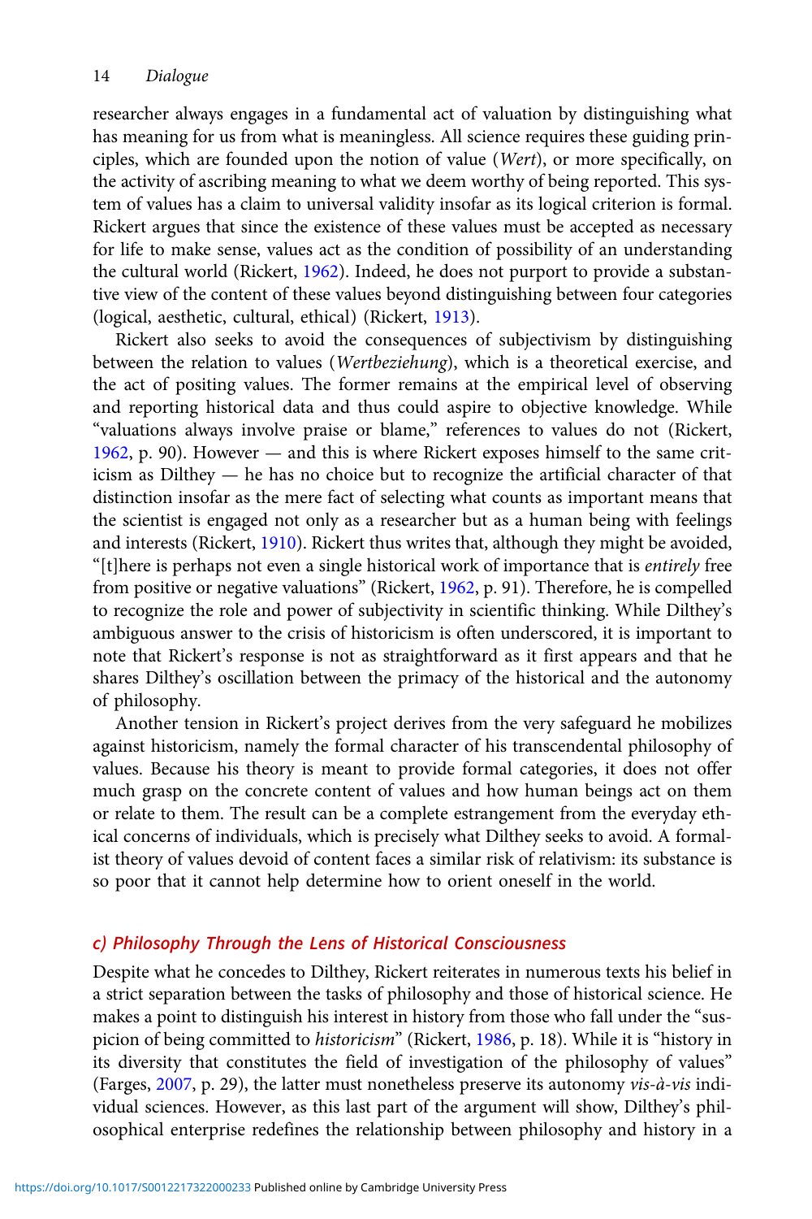researcher always engages in a fundamental act of valuation by distinguishing what has meaning for us from what is meaningless. All science requires these guiding principles, which are founded upon the notion of value (*Wert*), or more specifically, on the activity of ascribing meaning to what we deem worthy of being reported. This system of values has a claim to universal validity insofar as its logical criterion is formal. Rickert argues that since the existence of these values must be accepted as necessary for life to make sense, values act as the condition of possibility of an understanding the cultural world (Rickert, 1962). Indeed, he does not purport to provide a substantive view of the content of these values beyond distinguishing between four categories (logical, aesthetic, cultural, ethical) (Rickert, 1913).

Rickert also seeks to avoid the consequences of subjectivism by distinguishing between the relation to values (*Wertbeziehung*), which is a theoretical exercise, and the act of positing values. The former remains at the empirical level of observing and reporting historical data and thus could aspire to objective knowledge. While "valuations always involve praise or blame," references to values do not (Rickert, 1962, p. 90). However — and this is where Rickert exposes himself to the same criticism as Dilthey — he has no choice but to recognize the artificial character of that distinction insofar as the mere fact of selecting what counts as important means that the scientist is engaged not only as a researcher but as a human being with feelings and interests (Rickert, 1910). Rickert thus writes that, although they might be avoided, "[t]here is perhaps not even a single historical work of importance that is *entirely* free from positive or negative valuations" (Rickert, 1962, p. 91). Therefore, he is compelled to recognize the role and power of subjectivity in scientific thinking. While Dilthey's ambiguous answer to the crisis of historicism is often underscored, it is important to note that Rickert's response is not as straightforward as it first appears and that he shares Dilthey's oscillation between the primacy of the historical and the autonomy of philosophy.

Another tension in Rickert's project derives from the very safeguard he mobilizes against historicism, namely the formal character of his transcendental philosophy of values. Because his theory is meant to provide formal categories, it does not offer much grasp on the concrete content of values and how human beings act on them or relate to them. The result can be a complete estrangement from the everyday ethical concerns of individuals, which is precisely what Dilthey seeks to avoid. A formalist theory of values devoid of content faces a similar risk of relativism: its substance is so poor that it cannot help determine how to orient oneself in the world.

### c) Philosophy Through the Lens of Historical Consciousness

Despite what he concedes to Dilthey, Rickert reiterates in numerous texts his belief in a strict separation between the tasks of philosophy and those of historical science. He makes a point to distinguish his interest in history from those who fall under the "suspicion of being committed to *historicism*" (Rickert, 1986, p. 18). While it is "history in its diversity that constitutes the field of investigation of the philosophy of values" (Farges, 2007, p. 29), the latter must nonetheless preserve its autonomy *vis-à-vis* individual sciences. However, as this last part of the argument will show, Dilthey's philosophical enterprise redefines the relationship between philosophy and history in a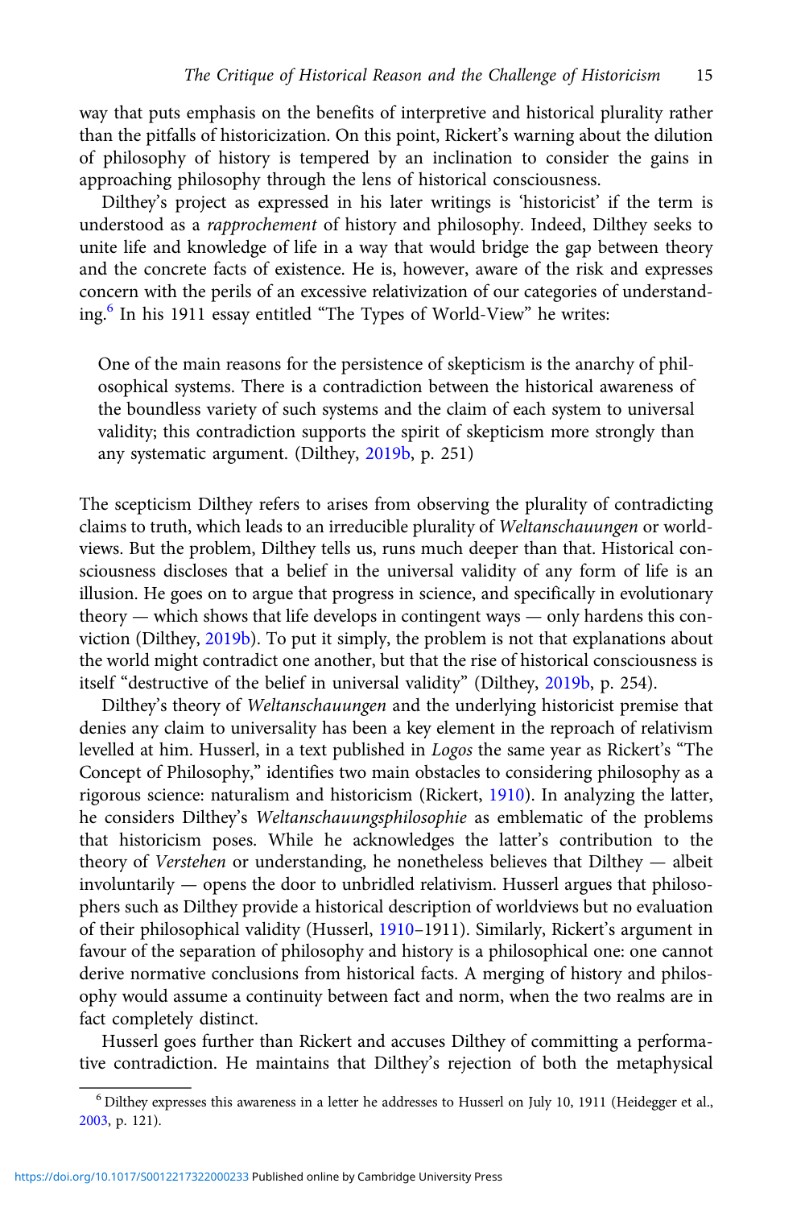way that puts emphasis on the benefits of interpretive and historical plurality rather than the pitfalls of historicization. On this point, Rickert's warning about the dilution of philosophy of history is tempered by an inclination to consider the gains in approaching philosophy through the lens of historical consciousness.

Dilthey's project as expressed in his later writings is 'historicist' if the term is understood as a *rapprochement* of history and philosophy. Indeed, Dilthey seeks to unite life and knowledge of life in a way that would bridge the gap between theory and the concrete facts of existence. He is, however, aware of the risk and expresses concern with the perils of an excessive relativization of our categories of understanding.[6] In his 1911 essay entitled "The Types of World-View" he writes:

> One of the main reasons for the persistence of skepticism is the anarchy of philosophical systems. There is a contradiction between the historical awareness of the boundless variety of such systems and the claim of each system to universal validity; this contradiction supports the spirit of skepticism more strongly than any systematic argument. (Dilthey, 2019b, p. 251)

The scepticism Dilthey refers to arises from observing the plurality of contradicting claims to truth, which leads to an irreducible plurality of *Weltanschauungen* or worldviews. But the problem, Dilthey tells us, runs much deeper than that. Historical consciousness discloses that a belief in the universal validity of any form of life is an illusion. He goes on to argue that progress in science, and specifically in evolutionary theory — which shows that life develops in contingent ways — only hardens this conviction (Dilthey, 2019b). To put it simply, the problem is not that explanations about the world might contradict one another, but that the rise of historical consciousness is itself "destructive of the belief in universal validity" (Dilthey, 2019b, p. 254).

Dilthey's theory of *Weltanschauungen* and the underlying historicist premise that denies any claim to universality has been a key element in the reproach of relativism levelled at him. Husserl, in a text published in *Logos* the same year as Rickert's "The Concept of Philosophy," identifies two main obstacles to considering philosophy as a rigorous science: naturalism and historicism (Rickert, 1910). In analyzing the latter, he considers Dilthey's *Weltanschauungsphilosophie* as emblematic of the problems that historicism poses. While he acknowledges the latter's contribution to the theory of *Verstehen* or understanding, he nonetheless believes that Dilthey — albeit involuntarily — opens the door to unbridled relativism. Husserl argues that philosophers such as Dilthey provide a historical description of worldviews but no evaluation of their philosophical validity (Husserl, 1910–1911). Similarly, Rickert's argument in favour of the separation of philosophy and history is a philosophical one: one cannot derive normative conclusions from historical facts. A merging of history and philosophy would assume a continuity between fact and norm, when the two realms are in fact completely distinct.

Husserl goes further than Rickert and accuses Dilthey of committing a performative contradiction. He maintains that Dilthey's rejection of both the metaphysical

[6] Dilthey expresses this awareness in a letter he addresses to Husserl on July 10, 1911 (Heidegger et al., 2003, p. 121).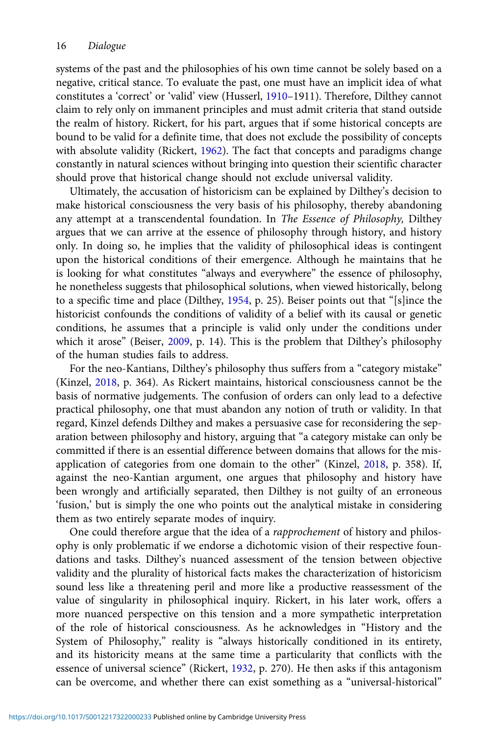systems of the past and the philosophies of his own time cannot be solely based on a negative, critical stance. To evaluate the past, one must have an implicit idea of what constitutes a 'correct' or 'valid' view (Husserl, 1910–1911). Therefore, Dilthey cannot claim to rely only on immanent principles and must admit criteria that stand outside the realm of history. Rickert, for his part, argues that if some historical concepts are bound to be valid for a definite time, that does not exclude the possibility of concepts with absolute validity (Rickert, 1962). The fact that concepts and paradigms change constantly in natural sciences without bringing into question their scientific character should prove that historical change should not exclude universal validity.

Ultimately, the accusation of historicism can be explained by Dilthey's decision to make historical consciousness the very basis of his philosophy, thereby abandoning any attempt at a transcendental foundation. In *The Essence of Philosophy,* Dilthey argues that we can arrive at the essence of philosophy through history, and history only. In doing so, he implies that the validity of philosophical ideas is contingent upon the historical conditions of their emergence. Although he maintains that he is looking for what constitutes "always and everywhere" the essence of philosophy, he nonetheless suggests that philosophical solutions, when viewed historically, belong to a specific time and place (Dilthey, 1954, p. 25). Beiser points out that "[s]ince the historicist confounds the conditions of validity of a belief with its causal or genetic conditions, he assumes that a principle is valid only under the conditions under which it arose" (Beiser, 2009, p. 14). This is the problem that Dilthey's philosophy of the human studies fails to address.

For the neo-Kantians, Dilthey's philosophy thus suffers from a "category mistake" (Kinzel, 2018, p. 364). As Rickert maintains, historical consciousness cannot be the basis of normative judgements. The confusion of orders can only lead to a defective practical philosophy, one that must abandon any notion of truth or validity. In that regard, Kinzel defends Dilthey and makes a persuasive case for reconsidering the separation between philosophy and history, arguing that "a category mistake can only be committed if there is an essential difference between domains that allows for the misapplication of categories from one domain to the other" (Kinzel, 2018, p. 358). If, against the neo-Kantian argument, one argues that philosophy and history have been wrongly and artificially separated, then Dilthey is not guilty of an erroneous 'fusion,' but is simply the one who points out the analytical mistake in considering them as two entirely separate modes of inquiry.

One could therefore argue that the idea of a *rapprochement* of history and philosophy is only problematic if we endorse a dichotomic vision of their respective foundations and tasks. Dilthey's nuanced assessment of the tension between objective validity and the plurality of historical facts makes the characterization of historicism sound less like a threatening peril and more like a productive reassessment of the value of singularity in philosophical inquiry. Rickert, in his later work, offers a more nuanced perspective on this tension and a more sympathetic interpretation of the role of historical consciousness. As he acknowledges in "History and the System of Philosophy," reality is "always historically conditioned in its entirety, and its historicity means at the same time a particularity that conflicts with the essence of universal science" (Rickert, 1932, p. 270). He then asks if this antagonism can be overcome, and whether there can exist something as a "universal-historical"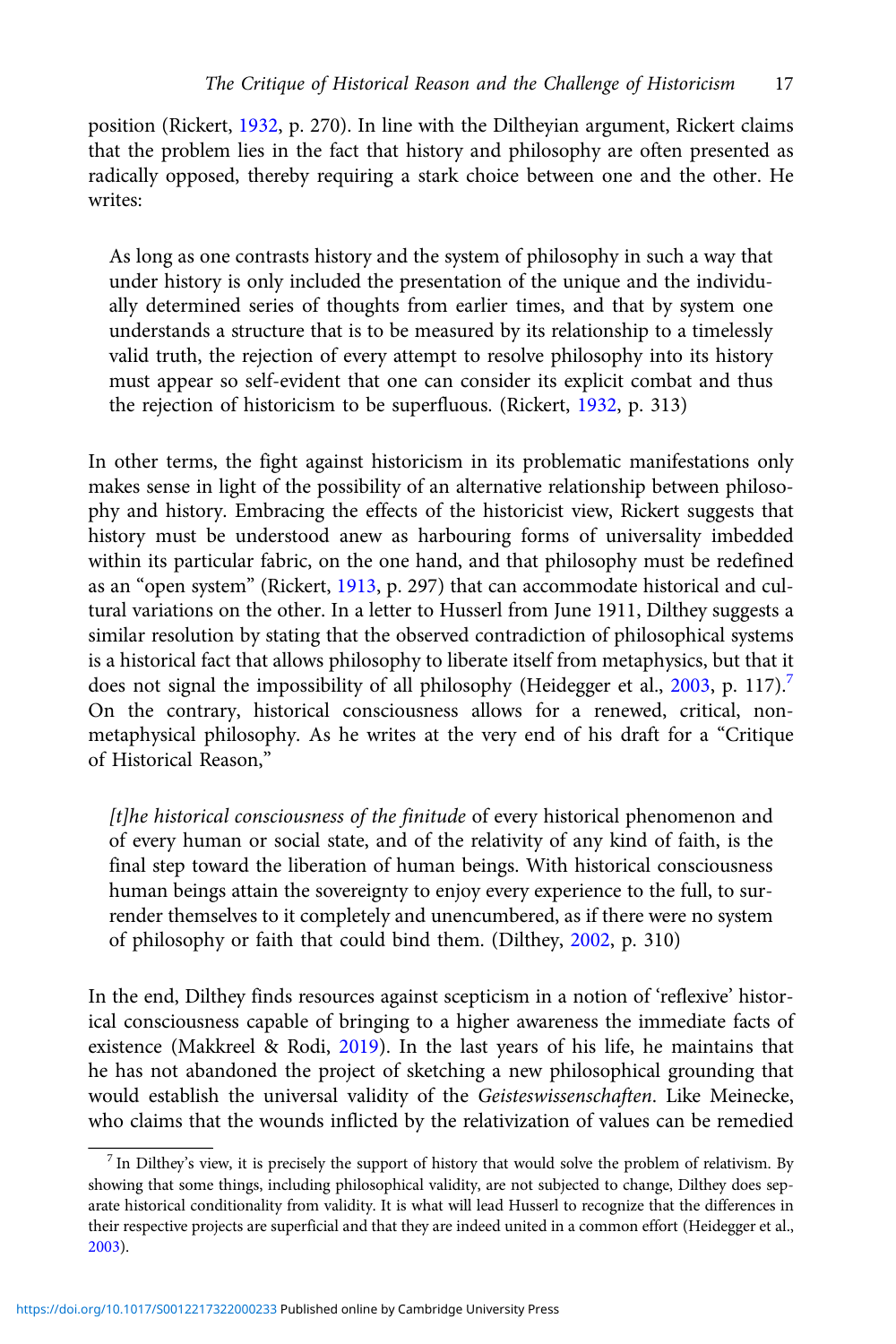position (Rickert, 1932, p. 270). In line with the Diltheyian argument, Rickert claims that the problem lies in the fact that history and philosophy are often presented as radically opposed, thereby requiring a stark choice between one and the other. He writes:

> As long as one contrasts history and the system of philosophy in such a way that under history is only included the presentation of the unique and the individually determined series of thoughts from earlier times, and that by system one understands a structure that is to be measured by its relationship to a timelessly valid truth, the rejection of every attempt to resolve philosophy into its history must appear so self-evident that one can consider its explicit combat and thus the rejection of historicism to be superfluous. (Rickert, 1932, p. 313)

In other terms, the fight against historicism in its problematic manifestations only makes sense in light of the possibility of an alternative relationship between philosophy and history. Embracing the effects of the historicist view, Rickert suggests that history must be understood anew as harbouring forms of universality imbedded within its particular fabric, on the one hand, and that philosophy must be redefined as an "open system" (Rickert, 1913, p. 297) that can accommodate historical and cultural variations on the other. In a letter to Husserl from June 1911, Dilthey suggests a similar resolution by stating that the observed contradiction of philosophical systems is a historical fact that allows philosophy to liberate itself from metaphysics, but that it does not signal the impossibility of all philosophy (Heidegger et al., 2003, p. 117).[7] On the contrary, historical consciousness allows for a renewed, critical, non-metaphysical philosophy. As he writes at the very end of his draft for a "Critique of Historical Reason,"

> *[t]he historical consciousness of the finitude* of every historical phenomenon and of every human or social state, and of the relativity of any kind of faith, is the final step toward the liberation of human beings. With historical consciousness human beings attain the sovereignty to enjoy every experience to the full, to surrender themselves to it completely and unencumbered, as if there were no system of philosophy or faith that could bind them. (Dilthey, 2002, p. 310)

In the end, Dilthey finds resources against scepticism in a notion of 'reflexive' historical consciousness capable of bringing to a higher awareness the immediate facts of existence (Makkreel & Rodi, 2019). In the last years of his life, he maintains that he has not abandoned the project of sketching a new philosophical grounding that would establish the universal validity of the *Geisteswissenschaften*. Like Meinecke, who claims that the wounds inflicted by the relativization of values can be remedied

[7] In Dilthey's view, it is precisely the support of history that would solve the problem of relativism. By showing that some things, including philosophical validity, are not subjected to change, Dilthey does separate historical conditionality from validity. It is what will lead Husserl to recognize that the differences in their respective projects are superficial and that they are indeed united in a common effort (Heidegger et al., 2003).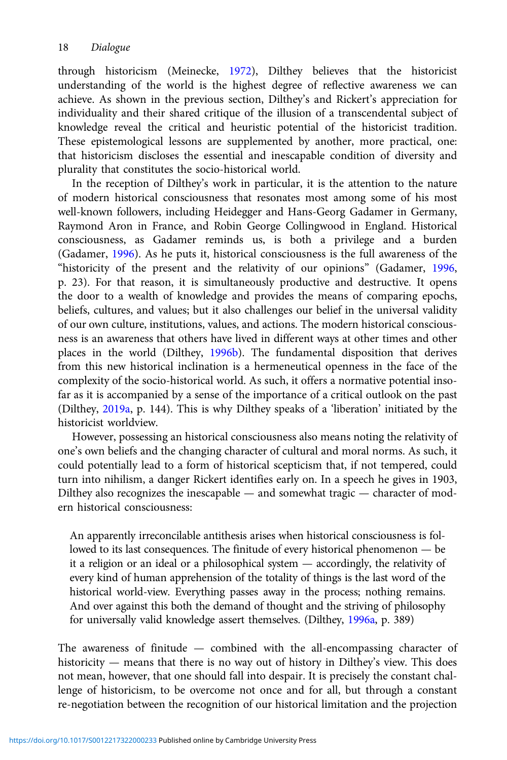through historicism (Meinecke, 1972), Dilthey believes that the historicist understanding of the world is the highest degree of reflective awareness we can achieve. As shown in the previous section, Dilthey's and Rickert's appreciation for individuality and their shared critique of the illusion of a transcendental subject of knowledge reveal the critical and heuristic potential of the historicist tradition. These epistemological lessons are supplemented by another, more practical, one: that historicism discloses the essential and inescapable condition of diversity and plurality that constitutes the socio-historical world.

In the reception of Dilthey's work in particular, it is the attention to the nature of modern historical consciousness that resonates most among some of his most well-known followers, including Heidegger and Hans-Georg Gadamer in Germany, Raymond Aron in France, and Robin George Collingwood in England. Historical consciousness, as Gadamer reminds us, is both a privilege and a burden (Gadamer, 1996). As he puts it, historical consciousness is the full awareness of the "historicity of the present and the relativity of our opinions" (Gadamer, 1996, p. 23). For that reason, it is simultaneously productive and destructive. It opens the door to a wealth of knowledge and provides the means of comparing epochs, beliefs, cultures, and values; but it also challenges our belief in the universal validity of our own culture, institutions, values, and actions. The modern historical consciousness is an awareness that others have lived in different ways at other times and other places in the world (Dilthey, 1996b). The fundamental disposition that derives from this new historical inclination is a hermeneutical openness in the face of the complexity of the socio-historical world. As such, it offers a normative potential insofar as it is accompanied by a sense of the importance of a critical outlook on the past (Dilthey, 2019a, p. 144). This is why Dilthey speaks of a 'liberation' initiated by the historicist worldview.

However, possessing an historical consciousness also means noting the relativity of one's own beliefs and the changing character of cultural and moral norms. As such, it could potentially lead to a form of historical scepticism that, if not tempered, could turn into nihilism, a danger Rickert identifies early on. In a speech he gives in 1903, Dilthey also recognizes the inescapable — and somewhat tragic — character of modern historical consciousness:

> An apparently irreconcilable antithesis arises when historical consciousness is followed to its last consequences. The finitude of every historical phenomenon — be it a religion or an ideal or a philosophical system — accordingly, the relativity of every kind of human apprehension of the totality of things is the last word of the historical world-view. Everything passes away in the process; nothing remains. And over against this both the demand of thought and the striving of philosophy for universally valid knowledge assert themselves. (Dilthey, 1996a, p. 389)

The awareness of finitude — combined with the all-encompassing character of historicity — means that there is no way out of history in Dilthey's view. This does not mean, however, that one should fall into despair. It is precisely the constant challenge of historicism, to be overcome not once and for all, but through a constant re-negotiation between the recognition of our historical limitation and the projection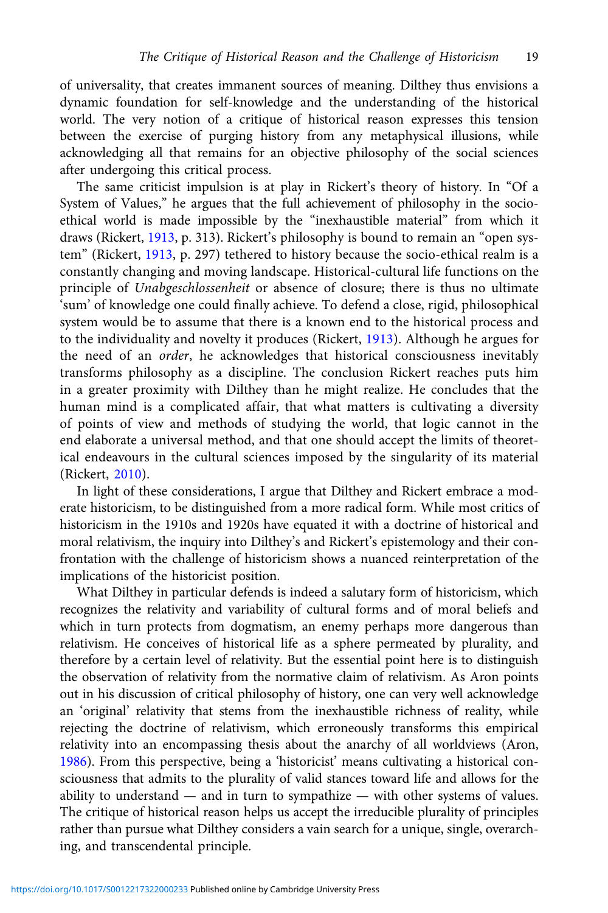of universality, that creates immanent sources of meaning. Dilthey thus envisions a dynamic foundation for self-knowledge and the understanding of the historical world. The very notion of a critique of historical reason expresses this tension between the exercise of purging history from any metaphysical illusions, while acknowledging all that remains for an objective philosophy of the social sciences after undergoing this critical process.

The same criticist impulsion is at play in Rickert's theory of history. In "Of a System of Values," he argues that the full achievement of philosophy in the socio-ethical world is made impossible by the "inexhaustible material" from which it draws (Rickert, 1913, p. 313). Rickert's philosophy is bound to remain an "open system" (Rickert, 1913, p. 297) tethered to history because the socio-ethical realm is a constantly changing and moving landscape. Historical-cultural life functions on the principle of *Unabgeschlossenheit* or absence of closure; there is thus no ultimate 'sum' of knowledge one could finally achieve. To defend a close, rigid, philosophical system would be to assume that there is a known end to the historical process and to the individuality and novelty it produces (Rickert, 1913). Although he argues for the need of an *order*, he acknowledges that historical consciousness inevitably transforms philosophy as a discipline. The conclusion Rickert reaches puts him in a greater proximity with Dilthey than he might realize. He concludes that the human mind is a complicated affair, that what matters is cultivating a diversity of points of view and methods of studying the world, that logic cannot in the end elaborate a universal method, and that one should accept the limits of theoretical endeavours in the cultural sciences imposed by the singularity of its material (Rickert, 2010).

In light of these considerations, I argue that Dilthey and Rickert embrace a moderate historicism, to be distinguished from a more radical form. While most critics of historicism in the 1910s and 1920s have equated it with a doctrine of historical and moral relativism, the inquiry into Dilthey's and Rickert's epistemology and their confrontation with the challenge of historicism shows a nuanced reinterpretation of the implications of the historicist position.

What Dilthey in particular defends is indeed a salutary form of historicism, which recognizes the relativity and variability of cultural forms and of moral beliefs and which in turn protects from dogmatism, an enemy perhaps more dangerous than relativism. He conceives of historical life as a sphere permeated by plurality, and therefore by a certain level of relativity. But the essential point here is to distinguish the observation of relativity from the normative claim of relativism. As Aron points out in his discussion of critical philosophy of history, one can very well acknowledge an 'original' relativity that stems from the inexhaustible richness of reality, while rejecting the doctrine of relativism, which erroneously transforms this empirical relativity into an encompassing thesis about the anarchy of all worldviews (Aron, 1986). From this perspective, being a 'historicist' means cultivating a historical consciousness that admits to the plurality of valid stances toward life and allows for the ability to understand — and in turn to sympathize — with other systems of values. The critique of historical reason helps us accept the irreducible plurality of principles rather than pursue what Dilthey considers a vain search for a unique, single, overarching, and transcendental principle.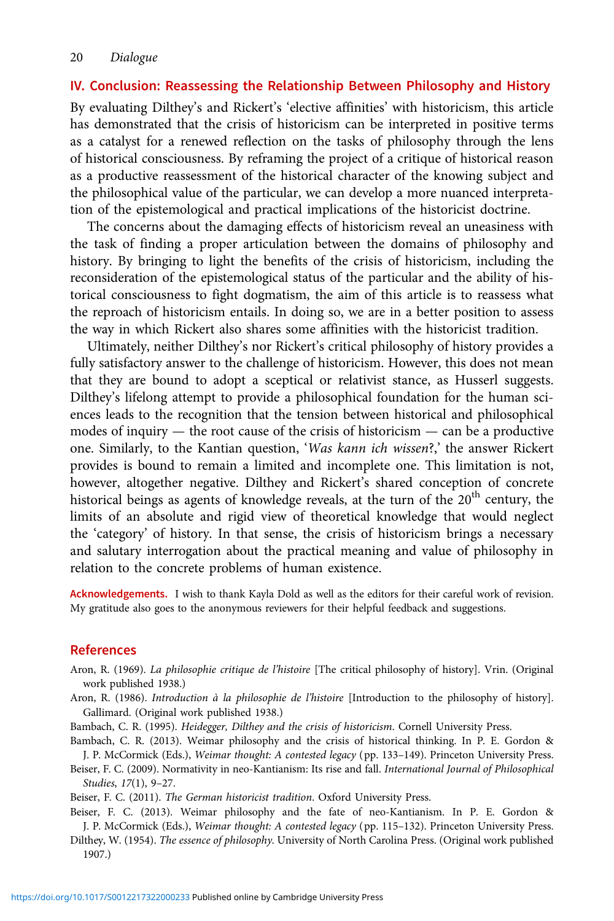## IV. Conclusion: Reassessing the Relationship Between Philosophy and History

By evaluating Dilthey's and Rickert's 'elective affinities' with historicism, this article has demonstrated that the crisis of historicism can be interpreted in positive terms as a catalyst for a renewed reflection on the tasks of philosophy through the lens of historical consciousness. By reframing the project of a critique of historical reason as a productive reassessment of the historical character of the knowing subject and the philosophical value of the particular, we can develop a more nuanced interpretation of the epistemological and practical implications of the historicist doctrine.

The concerns about the damaging effects of historicism reveal an uneasiness with the task of finding a proper articulation between the domains of philosophy and history. By bringing to light the benefits of the crisis of historicism, including the reconsideration of the epistemological status of the particular and the ability of historical consciousness to fight dogmatism, the aim of this article is to reassess what the reproach of historicism entails. In doing so, we are in a better position to assess the way in which Rickert also shares some affinities with the historicist tradition.

Ultimately, neither Dilthey's nor Rickert's critical philosophy of history provides a fully satisfactory answer to the challenge of historicism. However, this does not mean that they are bound to adopt a sceptical or relativist stance, as Husserl suggests. Dilthey's lifelong attempt to provide a philosophical foundation for the human sciences leads to the recognition that the tension between historical and philosophical modes of inquiry — the root cause of the crisis of historicism — can be a productive one. Similarly, to the Kantian question, '*Was kann ich wissen*?,' the answer Rickert provides is bound to remain a limited and incomplete one. This limitation is not, however, altogether negative. Dilthey and Rickert's shared conception of concrete historical beings as agents of knowledge reveals, at the turn of the 20th century, the limits of an absolute and rigid view of theoretical knowledge that would neglect the 'category' of history. In that sense, the crisis of historicism brings a necessary and salutary interrogation about the practical meaning and value of philosophy in relation to the concrete problems of human existence.

**Acknowledgements.** I wish to thank Kayla Dold as well as the editors for their careful work of revision. My gratitude also goes to the anonymous reviewers for their helpful feedback and suggestions.

## References

Aron, R. (1969). *La philosophie critique de l'histoire* [The critical philosophy of history]. Vrin. (Original work published 1938.)

Aron, R. (1986). *Introduction à la philosophie de l'histoire* [Introduction to the philosophy of history]. Gallimard. (Original work published 1938.)

Bambach, C. R. (1995). *Heidegger, Dilthey and the crisis of historicism*. Cornell University Press.

Bambach, C. R. (2013). Weimar philosophy and the crisis of historical thinking. In P. E. Gordon & J. P. McCormick (Eds.), *Weimar thought: A contested legacy* (pp. 133–149). Princeton University Press.

Beiser, F. C. (2009). Normativity in neo-Kantianism: Its rise and fall. *International Journal of Philosophical Studies*, *17*(1), 9–27.

Beiser, F. C. (2011). *The German historicist tradition*. Oxford University Press.

Beiser, F. C. (2013). Weimar philosophy and the fate of neo-Kantianism. In P. E. Gordon & J. P. McCormick (Eds.), *Weimar thought: A contested legacy* (pp. 115–132). Princeton University Press.

Dilthey, W. (1954). *The essence of philosophy*. University of North Carolina Press. (Original work published 1907.)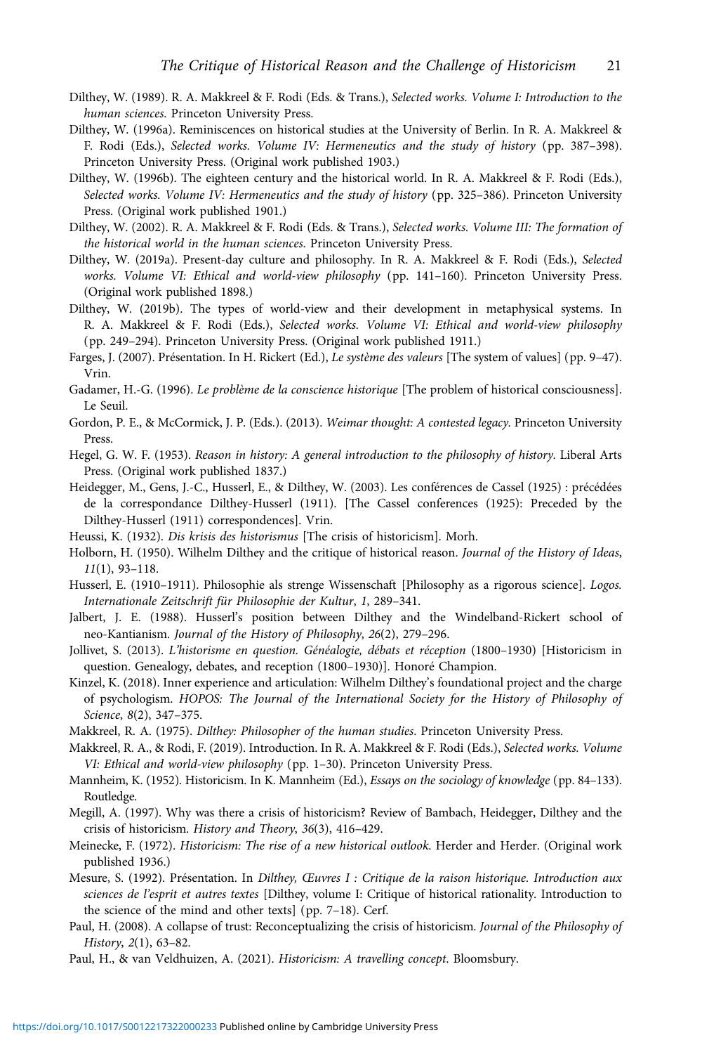Dilthey, W. (1989). R. A. Makkreel & F. Rodi (Eds. & Trans.), *Selected works. Volume I: Introduction to the human sciences*. Princeton University Press.

Dilthey, W. (1996a). Reminiscences on historical studies at the University of Berlin. In R. A. Makkreel & F. Rodi (Eds.), *Selected works. Volume IV: Hermeneutics and the study of history* (pp. 387–398). Princeton University Press. (Original work published 1903.)

Dilthey, W. (1996b). The eighteen century and the historical world. In R. A. Makkreel & F. Rodi (Eds.), *Selected works. Volume IV: Hermeneutics and the study of history* (pp. 325–386). Princeton University Press. (Original work published 1901.)

Dilthey, W. (2002). R. A. Makkreel & F. Rodi (Eds. & Trans.), *Selected works. Volume III: The formation of the historical world in the human sciences*. Princeton University Press.

Dilthey, W. (2019a). Present-day culture and philosophy. In R. A. Makkreel & F. Rodi (Eds.), *Selected works. Volume VI: Ethical and world-view philosophy* (pp. 141–160). Princeton University Press. (Original work published 1898.)

Dilthey, W. (2019b). The types of world-view and their development in metaphysical systems. In R. A. Makkreel & F. Rodi (Eds.), *Selected works. Volume VI: Ethical and world-view philosophy* (pp. 249–294). Princeton University Press. (Original work published 1911.)

Farges, J. (2007). Présentation. In H. Rickert (Ed.), *Le système des valeurs* [The system of values] (pp. 9–47). Vrin.

Gadamer, H.-G. (1996). *Le problème de la conscience historique* [The problem of historical consciousness]. Le Seuil.

Gordon, P. E., & McCormick, J. P. (Eds.). (2013). *Weimar thought: A contested legacy*. Princeton University Press.

Hegel, G. W. F. (1953). *Reason in history: A general introduction to the philosophy of history*. Liberal Arts Press. (Original work published 1837.)

Heidegger, M., Gens, J.-C., Husserl, E., & Dilthey, W. (2003). Les conférences de Cassel (1925) : précédées de la correspondance Dilthey-Husserl (1911). [The Cassel conferences (1925): Preceded by the Dilthey-Husserl (1911) correspondences]. Vrin.

Heussi, K. (1932). *Dis krisis des historismus* [The crisis of historicism]. Morh.

Holborn, H. (1950). Wilhelm Dilthey and the critique of historical reason. *Journal of the History of Ideas*, *11*(1), 93–118.

Husserl, E. (1910–1911). Philosophie als strenge Wissenschaft [Philosophy as a rigorous science]. *Logos. Internationale Zeitschrift für Philosophie der Kultur*, *1*, 289–341.

Jalbert, J. E. (1988). Husserl's position between Dilthey and the Windelband-Rickert school of neo-Kantianism. *Journal of the History of Philosophy*, *26*(2), 279–296.

Jollivet, S. (2013). *L'historisme en question. Généalogie, débats et réception* (1800–1930) [Historicism in question. Genealogy, debates, and reception (1800–1930)]. Honoré Champion.

Kinzel, K. (2018). Inner experience and articulation: Wilhelm Dilthey's foundational project and the charge of psychologism. *HOPOS: The Journal of the International Society for the History of Philosophy of Science*, *8*(2), 347–375.

Makkreel, R. A. (1975). *Dilthey: Philosopher of the human studies*. Princeton University Press.

Makkreel, R. A., & Rodi, F. (2019). Introduction. In R. A. Makkreel & F. Rodi (Eds.), *Selected works. Volume VI: Ethical and world-view philosophy* (pp. 1–30). Princeton University Press.

Mannheim, K. (1952). Historicism. In K. Mannheim (Ed.), *Essays on the sociology of knowledge* (pp. 84–133). Routledge.

Megill, A. (1997). Why was there a crisis of historicism? Review of Bambach, Heidegger, Dilthey and the crisis of historicism. *History and Theory*, *36*(3), 416–429.

Meinecke, F. (1972). *Historicism: The rise of a new historical outlook*. Herder and Herder. (Original work published 1936.)

Mesure, S. (1992). Présentation. In *Dilthey, Œuvres I : Critique de la raison historique. Introduction aux sciences de l'esprit et autres textes* [Dilthey, volume I: Critique of historical rationality. Introduction to the science of the mind and other texts] (pp. 7–18). Cerf.

Paul, H. (2008). A collapse of trust: Reconceptualizing the crisis of historicism. *Journal of the Philosophy of History*, *2*(1), 63–82.

Paul, H., & van Veldhuizen, A. (2021). *Historicism: A travelling concept*. Bloomsbury.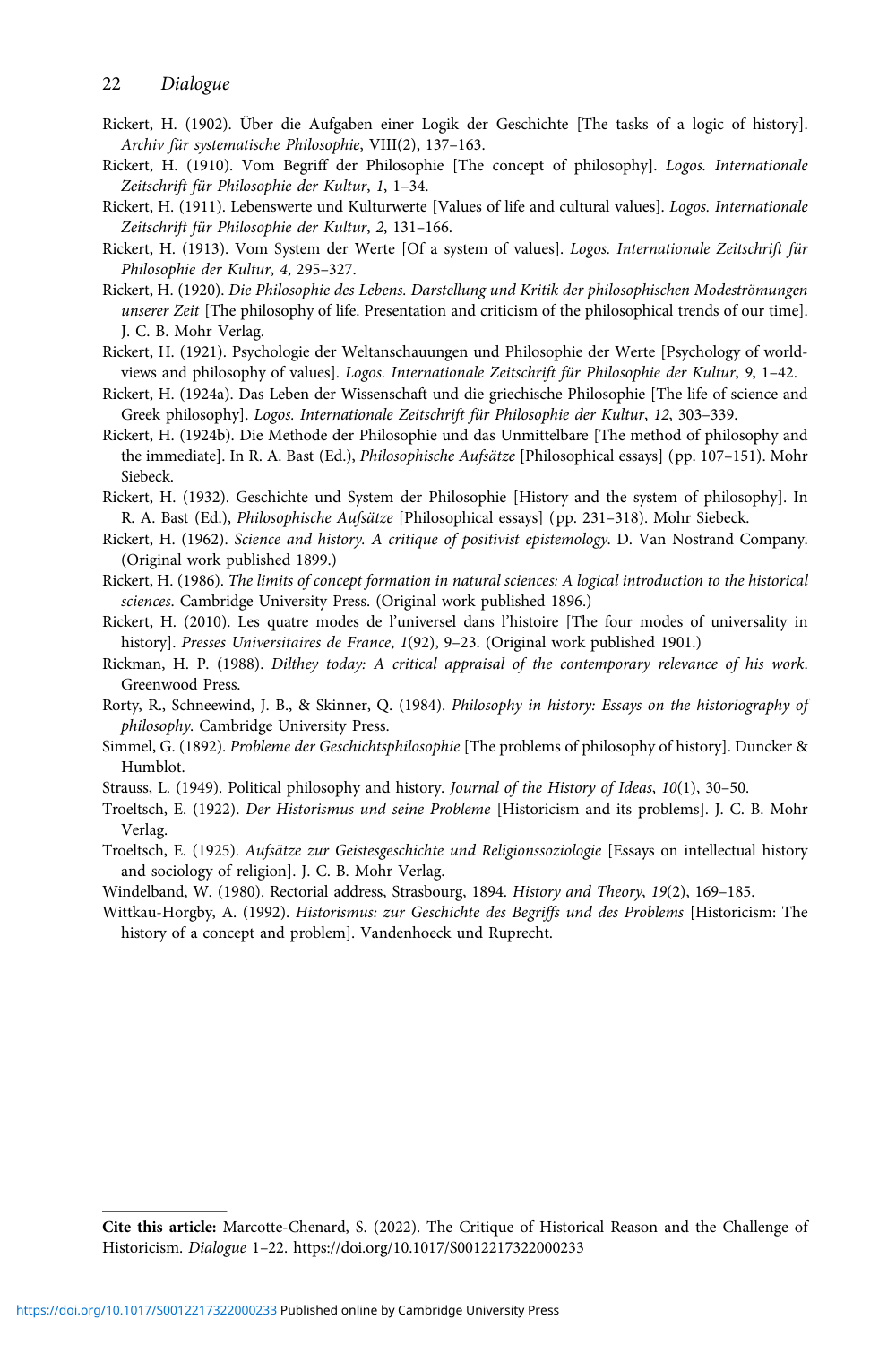Rickert, H. (1902). Über die Aufgaben einer Logik der Geschichte [The tasks of a logic of history]. *Archiv für systematische Philosophie*, VIII(2), 137–163.

Rickert, H. (1910). Vom Begriff der Philosophie [The concept of philosophy]. *Logos. Internationale Zeitschrift für Philosophie der Kultur*, *1*, 1–34.

Rickert, H. (1911). Lebenswerte und Kulturwerte [Values of life and cultural values]. *Logos. Internationale Zeitschrift für Philosophie der Kultur*, *2*, 131–166.

Rickert, H. (1913). Vom System der Werte [Of a system of values]. *Logos. Internationale Zeitschrift für Philosophie der Kultur*, *4*, 295–327.

Rickert, H. (1920). *Die Philosophie des Lebens. Darstellung und Kritik der philosophischen Modeströmungen unserer Zeit* [The philosophy of life. Presentation and criticism of the philosophical trends of our time]. J. C. B. Mohr Verlag.

Rickert, H. (1921). Psychologie der Weltanschauungen und Philosophie der Werte [Psychology of world-views and philosophy of values]. *Logos. Internationale Zeitschrift für Philosophie der Kultur*, *9*, 1–42.

Rickert, H. (1924a). Das Leben der Wissenschaft und die griechische Philosophie [The life of science and Greek philosophy]. *Logos. Internationale Zeitschrift für Philosophie der Kultur*, *12*, 303–339.

Rickert, H. (1924b). Die Methode der Philosophie und das Unmittelbare [The method of philosophy and the immediate]. In R. A. Bast (Ed.), *Philosophische Aufsätze* [Philosophical essays] (pp. 107–151). Mohr Siebeck.

Rickert, H. (1932). Geschichte und System der Philosophie [History and the system of philosophy]. In R. A. Bast (Ed.), *Philosophische Aufsätze* [Philosophical essays] (pp. 231–318). Mohr Siebeck.

Rickert, H. (1962). *Science and history. A critique of positivist epistemology*. D. Van Nostrand Company. (Original work published 1899.)

Rickert, H. (1986). *The limits of concept formation in natural sciences: A logical introduction to the historical sciences*. Cambridge University Press. (Original work published 1896.)

Rickert, H. (2010). Les quatre modes de l'universel dans l'histoire [The four modes of universality in history]. *Presses Universitaires de France*, *1*(92), 9–23. (Original work published 1901.)

Rickman, H. P. (1988). *Dilthey today: A critical appraisal of the contemporary relevance of his work*. Greenwood Press.

Rorty, R., Schneewind, J. B., & Skinner, Q. (1984). *Philosophy in history: Essays on the historiography of philosophy*. Cambridge University Press.

Simmel, G. (1892). *Probleme der Geschichtsphilosophie* [The problems of philosophy of history]. Duncker & Humblot.

Strauss, L. (1949). Political philosophy and history. *Journal of the History of Ideas*, *10*(1), 30–50.

Troeltsch, E. (1922). *Der Historismus und seine Probleme* [Historicism and its problems]. J. C. B. Mohr Verlag.

Troeltsch, E. (1925). *Aufsätze zur Geistesgeschichte und Religionssoziologie* [Essays on intellectual history and sociology of religion]. J. C. B. Mohr Verlag.

Windelband, W. (1980). Rectorial address, Strasbourg, 1894. *History and Theory*, *19*(2), 169–185.

Wittkau-Horgby, A. (1992). *Historismus: zur Geschichte des Begriffs und des Problems* [Historicism: The history of a concept and problem]. Vandenhoeck und Ruprecht.

**Cite this article:** Marcotte-Chenard, S. (2022). The Critique of Historical Reason and the Challenge of Historicism. *Dialogue* 1–22. https://doi.org/10.1017/S0012217322000233